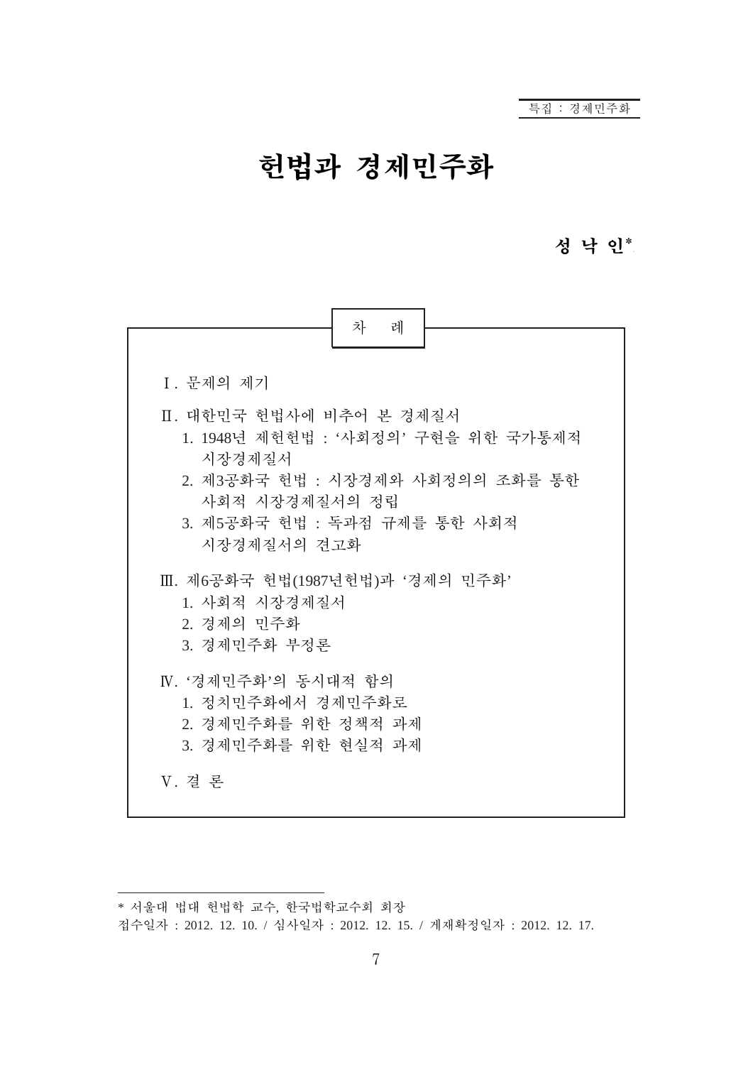특집 : 경제민주화

# 헌법과 경제민주화

**성 낙 인***

차 례

Ⅰ. 문제의 제기

Ⅱ. 대한민국 헌법사에 비추어 본 경제질서
  1. 1948년 제헌헌법 : ‘사회정의’ 구현을 위한 국가통제적 시장경제질서
  2. 제3공화국 헌법 : 시장경제와 사회정의의 조화를 통한 사회적 시장경제질서의 정립
  3. 제5공화국 헌법 : 독과점 규제를 통한 사회적 시장경제질서의 견고화

Ⅲ. 제6공화국 헌법(1987년헌법)과 ‘경제의 민주화’
  1. 사회적 시장경제질서
  2. 경제의 민주화
  3. 경제민주화 부정론

Ⅳ. ‘경제민주화’의 동시대적 함의
  1. 정치민주화에서 경제민주화로
  2. 경제민주화를 위한 정책적 과제
  3. 경제민주화를 위한 현실적 과제

Ⅴ. 결 론

---

* 서울대 법대 헌법학 교수, 한국법학교수회 회장

접수일자 : 2012. 12. 10. / 심사일자 : 2012. 12. 15. / 게재확정일자 : 2012. 12. 17.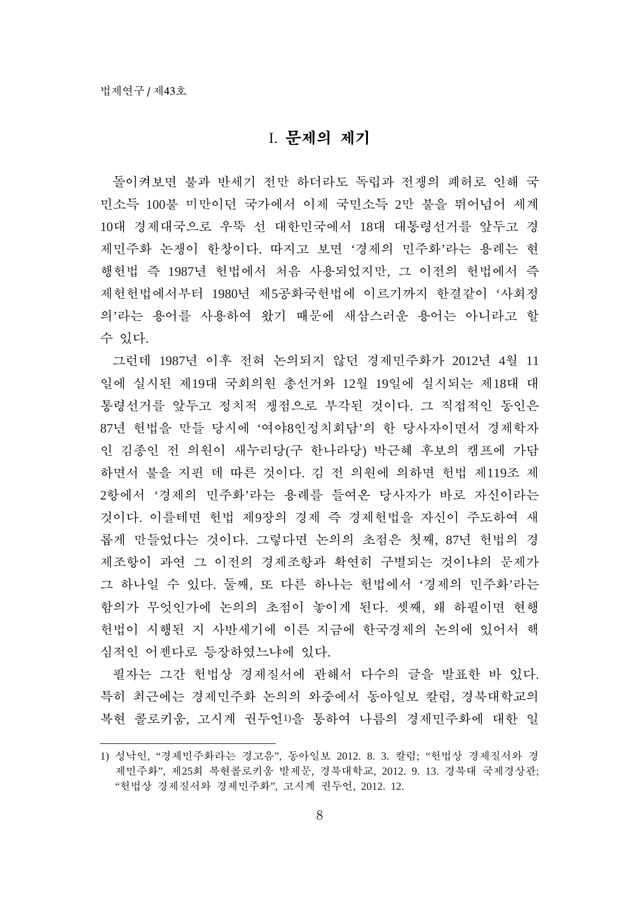# I. 문제의 제기

돌이켜보면 불과 반세기 전만 하더라도 독립과 전쟁의 폐허로 인해 국민소득 100불 미만이던 국가에서 이제 국민소득 2만 불을 뛰어넘어 세계 10대 경제대국으로 우뚝 선 대한민국에서 18대 대통령선거를 앞두고 경제민주화 논쟁이 한창이다. 따지고 보면 '경제의 민주화'라는 용례는 현행헌법 즉 1987년 헌법에서 처음 사용되었지만, 그 이전의 헌법에서 즉 제헌헌법에서부터 1980년 제5공화국헌법에 이르기까지 한결같이 '사회정의'라는 용어를 사용하여 왔기 때문에 새삼스러운 용어는 아니라고 할 수 있다.

그런데 1987년 이후 전혀 논의되지 않던 경제민주화가 2012년 4월 11일에 실시된 제19대 국회의원 총선거와 12월 19일에 실시되는 제18대 대통령선거를 앞두고 정치적 쟁점으로 부각된 것이다. 그 직접적인 동인은 87년 헌법을 만들 당시에 '여야8인정치회담'의 한 당사자이면서 경제학자인 김종인 전 의원이 새누리당(구 한나라당) 박근혜 후보의 캠프에 가담하면서 불을 지핀 데 따른 것이다. 김 전 의원에 의하면 헌법 제119조 제2항에서 '경제의 민주화'라는 용례를 들여온 당사자가 바로 자신이라는 것이다. 이를테면 헌법 제9장의 경제 즉 경제헌법을 자신이 주도하여 새롭게 만들었다는 것이다. 그렇다면 논의의 초점은 첫째, 87년 헌법의 경제조항이 과연 그 이전의 경제조항과 확연히 구별되는 것이냐의 문제가 그 하나일 수 있다. 둘째, 또 다른 하나는 헌법에서 '경제의 민주화'라는 함의가 무엇인가에 논의의 초점이 놓이게 된다. 셋째, 왜 하필이면 현행헌법이 시행된 지 사반세기에 이른 지금에 한국경제의 논의에 있어서 핵심적인 어젠다로 등장하였느냐에 있다.

필자는 그간 헌법상 경제질서에 관해서 다수의 글을 발표한 바 있다. 특히 최근에는 경제민주화 논의의 와중에서 동아일보 칼럼, 경북대학교의 복현 콜로키움, 고시계 권두언[1]을 통하여 나름의 경제민주화에 대한 일

---

1) 성낙인, "경제민주화라는 경고음", 동아일보 2012. 8. 3. 칼럼; "헌법상 경제질서와 경제민주화", 제25회 복현콜로키움 발제문, 경북대학교, 2012. 9. 13. 경북대 국제경상관; "헌법상 경제질서와 경제민주화", 고시계 권두언, 2012. 12.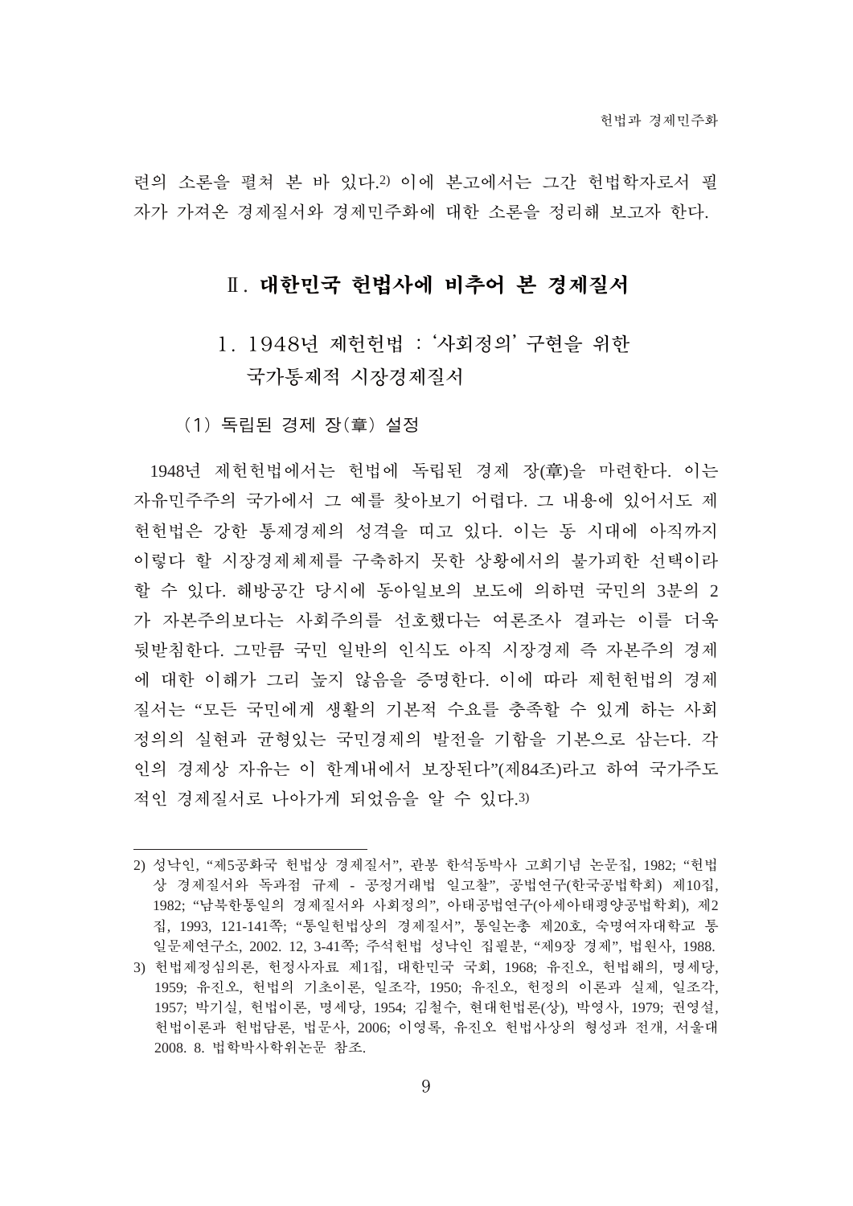련의 소론을 펼쳐 본 바 있다.[2] 이에 본고에서는 그간 헌법학자로서 필자가 가져온 경제질서와 경제민주화에 대한 소론을 정리해 보고자 한다.

## Ⅱ. 대한민국 헌법사에 비추어 본 경제질서

### 1. 1948년 제헌헌법 : '사회정의' 구현을 위한 국가통제적 시장경제질서

#### (1) 독립된 경제 장(章) 설정

1948년 제헌헌법에서는 헌법에 독립된 경제 장(章)을 마련한다. 이는 자유민주주의 국가에서 그 예를 찾아보기 어렵다. 그 내용에 있어서도 제헌헌법은 강한 통제경제의 성격을 띠고 있다. 이는 동 시대에 아직까지 이렇다 할 시장경제체제를 구축하지 못한 상황에서의 불가피한 선택이라 할 수 있다. 해방공간 당시에 동아일보의 보도에 의하면 국민의 3분의 2가 자본주의보다는 사회주의를 선호했다는 여론조사 결과는 이를 더욱 뒷받침한다. 그만큼 국민 일반의 인식도 아직 시장경제 즉 자본주의 경제에 대한 이해가 그리 높지 않음을 증명한다. 이에 따라 제헌헌법의 경제질서는 "모든 국민에게 생활의 기본적 수요를 충족할 수 있게 하는 사회정의의 실현과 균형있는 국민경제의 발전을 기함을 기본으로 삼는다. 각인의 경제상 자유는 이 한계내에서 보장된다"(제84조)라고 하여 국가주도적인 경제질서로 나아가게 되었음을 알 수 있다.[3]

---

2) 성낙인, "제5공화국 헌법상 경제질서", 관봉 한석동박사 고희기념 논문집, 1982; "헌법상 경제질서와 독과점 규제 - 공정거래법 일고찰", 공법연구(한국공법학회) 제10집, 1982; "남북한통일의 경제질서와 사회정의", 아태공법연구(아세아태평양공법학회), 제2집, 1993, 121-141쪽; "통일헌법상의 경제질서", 통일논총 제20호, 숙명여자대학교 통일문제연구소, 2002. 12, 3-41쪽; 주석헌법 성낙인 집필분, "제9장 경제", 법원사, 1988.

3) 헌법제정심의론, 헌정사자료 제1집, 대한민국 국회, 1968; 유진오, 헌법해의, 명세당, 1959; 유진오, 헌법의 기초이론, 일조각, 1950; 유진오, 헌정의 이론과 실제, 일조각, 1957; 박기실, 헌법이론, 명세당, 1954; 김철수, 현대헌법론(상), 박영사, 1979; 권영설, 헌법이론과 헌법담론, 법문사, 2006; 이영록, 유진오 헌법사상의 형성과 전개, 서울대 2008. 8. 법학박사학위논문 참조.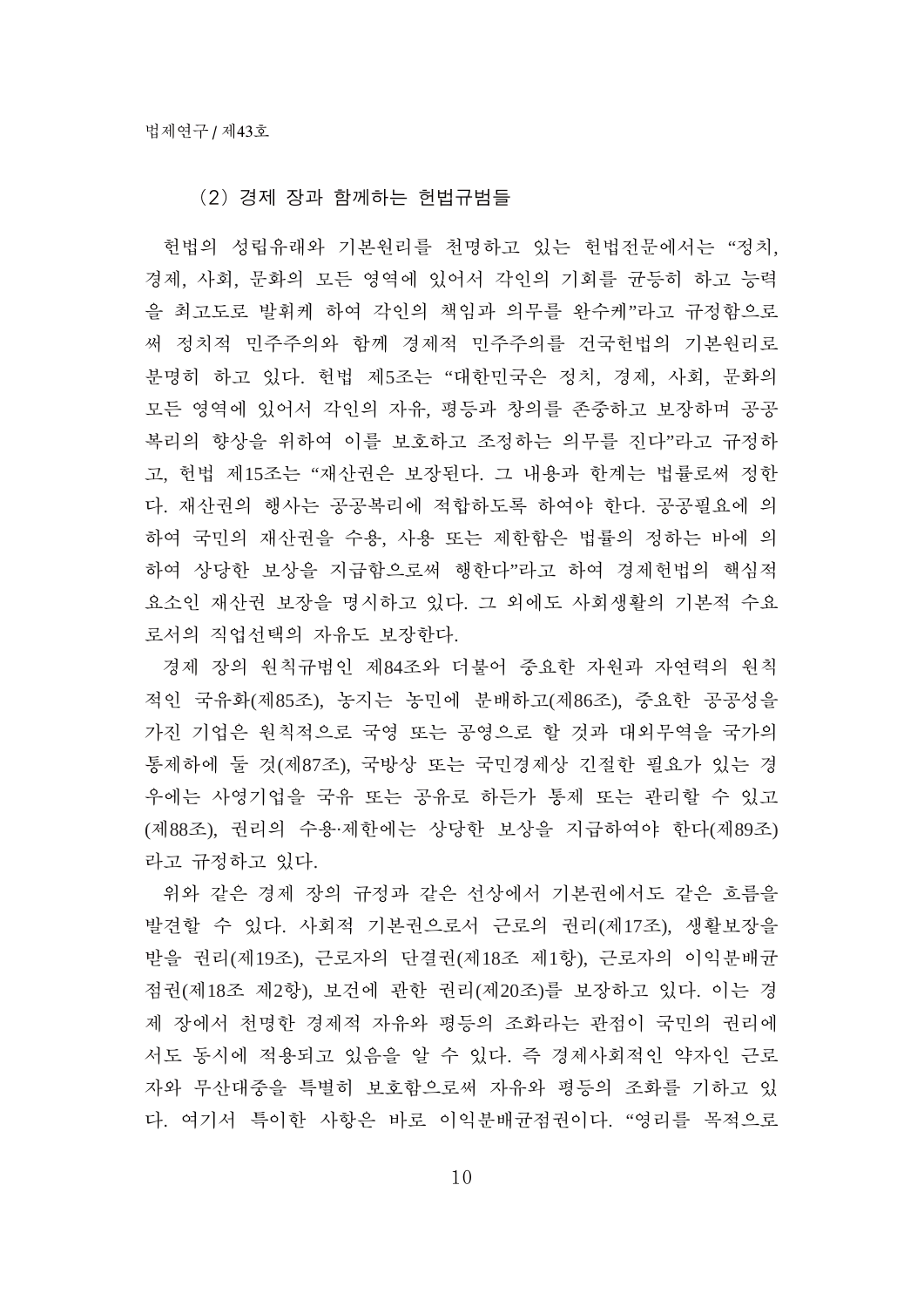### (2) 경제 장과 함께하는 헌법규범들

헌법의 성립유래와 기본원리를 천명하고 있는 헌법전문에서는 "정치, 경제, 사회, 문화의 모든 영역에 있어서 각인의 기회를 균등히 하고 능력을 최고도로 발휘케 하여 각인의 책임과 의무를 완수케"라고 규정함으로써 정치적 민주주의와 함께 경제적 민주주의를 건국헌법의 기본원리로 분명히 하고 있다. 헌법 제5조는 "대한민국은 정치, 경제, 사회, 문화의 모든 영역에 있어서 각인의 자유, 평등과 창의를 존중하고 보장하며 공공복리의 향상을 위하여 이를 보호하고 조정하는 의무를 진다"라고 규정하고, 헌법 제15조는 "재산권은 보장된다. 그 내용과 한계는 법률로써 정한다. 재산권의 행사는 공공복리에 적합하도록 하여야 한다. 공공필요에 의하여 국민의 재산권을 수용, 사용 또는 제한함은 법률의 정하는 바에 의하여 상당한 보상을 지급함으로써 행한다"라고 하여 경제헌법의 핵심적 요소인 재산권 보장을 명시하고 있다. 그 외에도 사회생활의 기본적 수요로서의 직업선택의 자유도 보장한다.

경제 장의 원칙규범인 제84조와 더불어 중요한 자원과 자연력의 원칙적인 국유화(제85조), 농지는 농민에 분배하고(제86조), 중요한 공공성을 가진 기업은 원칙적으로 국영 또는 공영으로 할 것과 대외무역을 국가의 통제하에 둘 것(제87조), 국방상 또는 국민경제상 긴절한 필요가 있는 경우에는 사영기업을 국유 또는 공유로 하든가 통제 또는 관리할 수 있고(제88조), 권리의 수용·제한에는 상당한 보상을 지급하여야 한다(제89조)라고 규정하고 있다.

위와 같은 경제 장의 규정과 같은 선상에서 기본권에서도 같은 흐름을 발견할 수 있다. 사회적 기본권으로서 근로의 권리(제17조), 생활보장을 받을 권리(제19조), 근로자의 단결권(제18조 제1항), 근로자의 이익분배균점권(제18조 제2항), 보건에 관한 권리(제20조)를 보장하고 있다. 이는 경제 장에서 천명한 경제적 자유와 평등의 조화라는 관점이 국민의 권리에서도 동시에 적용되고 있음을 알 수 있다. 즉 경제사회적인 약자인 근로자와 무산대중을 특별히 보호함으로써 자유와 평등의 조화를 기하고 있다. 여기서 특이한 사항은 바로 이익분배균점권이다. "영리를 목적으로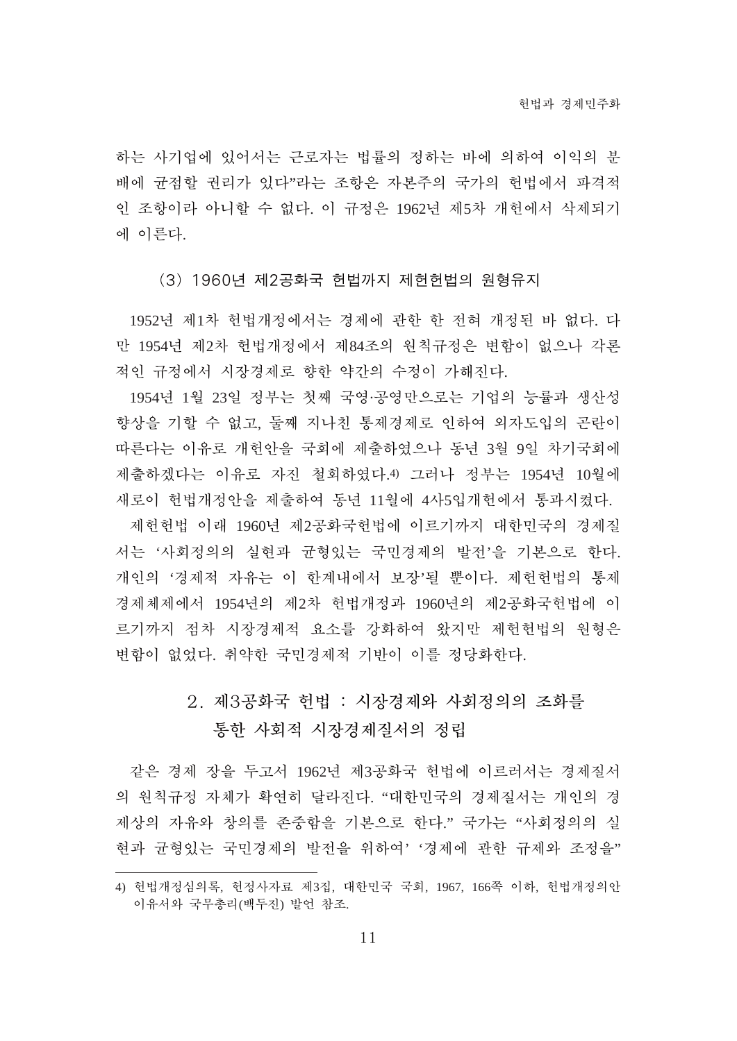하는 사기업에 있어서는 근로자는 법률의 정하는 바에 의하여 이익의 분배에 균점할 권리가 있다"라는 조항은 자본주의 국가의 헌법에서 파격적인 조항이라 아니할 수 없다. 이 규정은 1962년 제5차 개헌에서 삭제되기에 이른다.

### (3) 1960년 제2공화국 헌법까지 제헌헌법의 원형유지

1952년 제1차 헌법개정에서는 경제에 관한 한 전혀 개정된 바 없다. 다만 1954년 제2차 헌법개정에서 제84조의 원칙규정은 변함이 없으나 각론적인 규정에서 시장경제로 향한 약간의 수정이 가해진다.

1954년 1월 23일 정부는 첫째 국영·공영만으로는 기업의 능률과 생산성 향상을 기할 수 없고, 둘째 지나친 통제경제로 인하여 외자도입의 곤란이 따른다는 이유로 개헌안을 국회에 제출하였으나 동년 3월 9일 차기국회에 제출하겠다는 이유로 자진 철회하였다.[4] 그러나 정부는 1954년 10월에 새로이 헌법개정안을 제출하여 동년 11월에 4사5입개헌에서 통과시켰다.

제헌헌법 이래 1960년 제2공화국헌법에 이르기까지 대한민국의 경제질서는 '사회정의의 실현과 균형있는 국민경제의 발전'을 기본으로 한다. 개인의 '경제적 자유는 이 한계내에서 보장'될 뿐이다. 제헌헌법의 통제경제체제에서 1954년의 제2차 헌법개정과 1960년의 제2공화국헌법에 이르기까지 점차 시장경제적 요소를 강화하여 왔지만 제헌헌법의 원형은 변함이 없었다. 취약한 국민경제적 기반이 이를 정당화한다.

## 2. 제3공화국 헌법 : 시장경제와 사회정의의 조화를 통한 사회적 시장경제질서의 정립

같은 경제 장을 두고서 1962년 제3공화국 헌법에 이르러서는 경제질서의 원칙규정 자체가 확연히 달라진다. "대한민국의 경제질서는 개인의 경제상의 자유와 창의를 존중함을 기본으로 한다." 국가는 "사회정의의 실현과 균형있는 국민경제의 발전을 위하여' '경제에 관한 규제와 조정을"

---

4) 헌법개정심의록, 헌정사자료 제3집, 대한민국 국회, 1967, 166쪽 이하, 헌법개정의안 이유서와 국무총리(백두진) 발언 참조.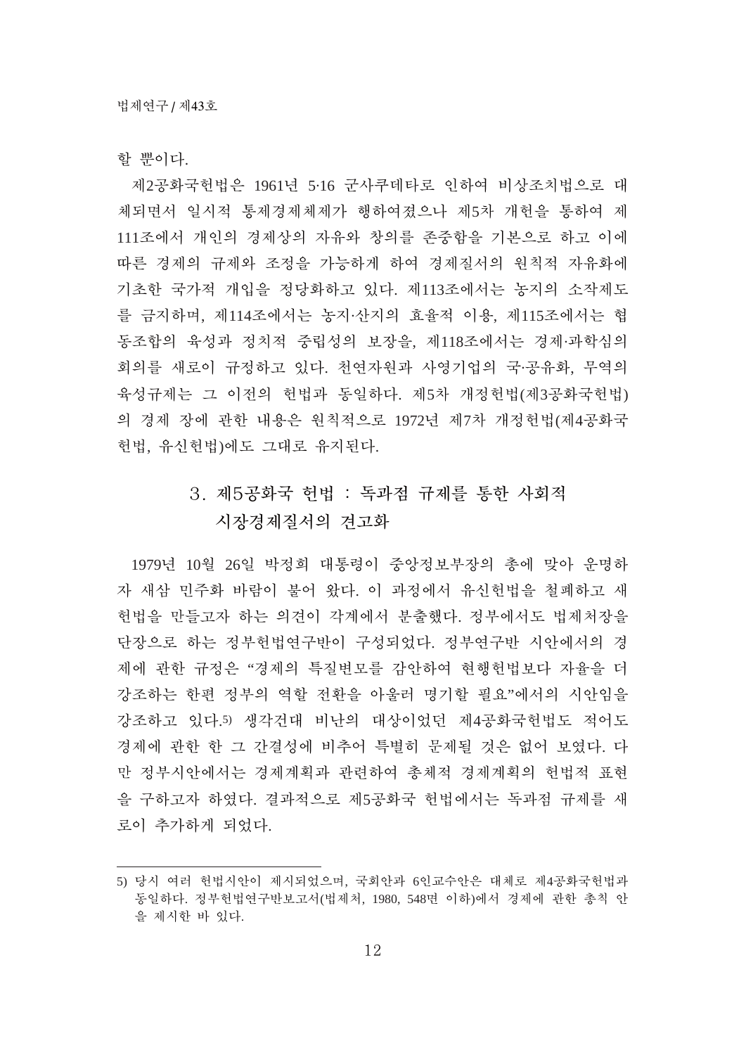할 뿐이다.

제2공화국헌법은 1961년 5·16 군사쿠데타로 인하여 비상조치법으로 대체되면서 일시적 통제경제체제가 행하여졌으나 제5차 개헌을 통하여 제111조에서 개인의 경제상의 자유와 창의를 존중함을 기본으로 하고 이에 따른 경제의 규제와 조정을 가능하게 하여 경제질서의 원칙적 자유화에 기초한 국가적 개입을 정당화하고 있다. 제113조에서는 농지의 소작제도를 금지하며, 제114조에서는 농지·산지의 효율적 이용, 제115조에서는 협동조합의 육성과 정치적 중립성의 보장을, 제118조에서는 경제·과학심의회의를 새로이 규정하고 있다. 천연자원과 사영기업의 국·공유화, 무역의 육성규제는 그 이전의 헌법과 동일하다. 제5차 개정헌법(제3공화국헌법)의 경제 장에 관한 내용은 원칙적으로 1972년 제7차 개정헌법(제4공화국헌법, 유신헌법)에도 그대로 유지된다.

### 3. 제5공화국 헌법 : 독과점 규제를 통한 사회적 시장경제질서의 견고화

1979년 10월 26일 박정희 대통령이 중앙정보부장의 총에 맞아 운명하자 새삼 민주화 바람이 불어 왔다. 이 과정에서 유신헌법을 철폐하고 새 헌법을 만들고자 하는 의견이 각계에서 분출했다. 정부에서도 법제처장을 단장으로 하는 정부헌법연구반이 구성되었다. 정부연구반 시안에서의 경제에 관한 규정은 "경제의 특질변모를 감안하여 현행헌법보다 자율을 더 강조하는 한편 정부의 역할 전환을 아울러 명기할 필요"에서의 시안임을 강조하고 있다.[5] 생각건대 비난의 대상이었던 제4공화국헌법도 적어도 경제에 관한 한 그 간결성에 비추어 특별히 문제될 것은 없어 보였다. 다만 정부시안에서는 경제계획과 관련하여 총체적 경제계획의 헌법적 표현을 구하고자 하였다. 결과적으로 제5공화국 헌법에서는 독과점 규제를 새로이 추가하게 되었다.

---

5) 당시 여러 헌법시안이 제시되었으며, 국회안과 6인교수안은 대체로 제4공화국헌법과 동일하다. 정부헌법연구반보고서(법제처, 1980, 548면 이하)에서 경제에 관한 총칙 안을 제시한 바 있다.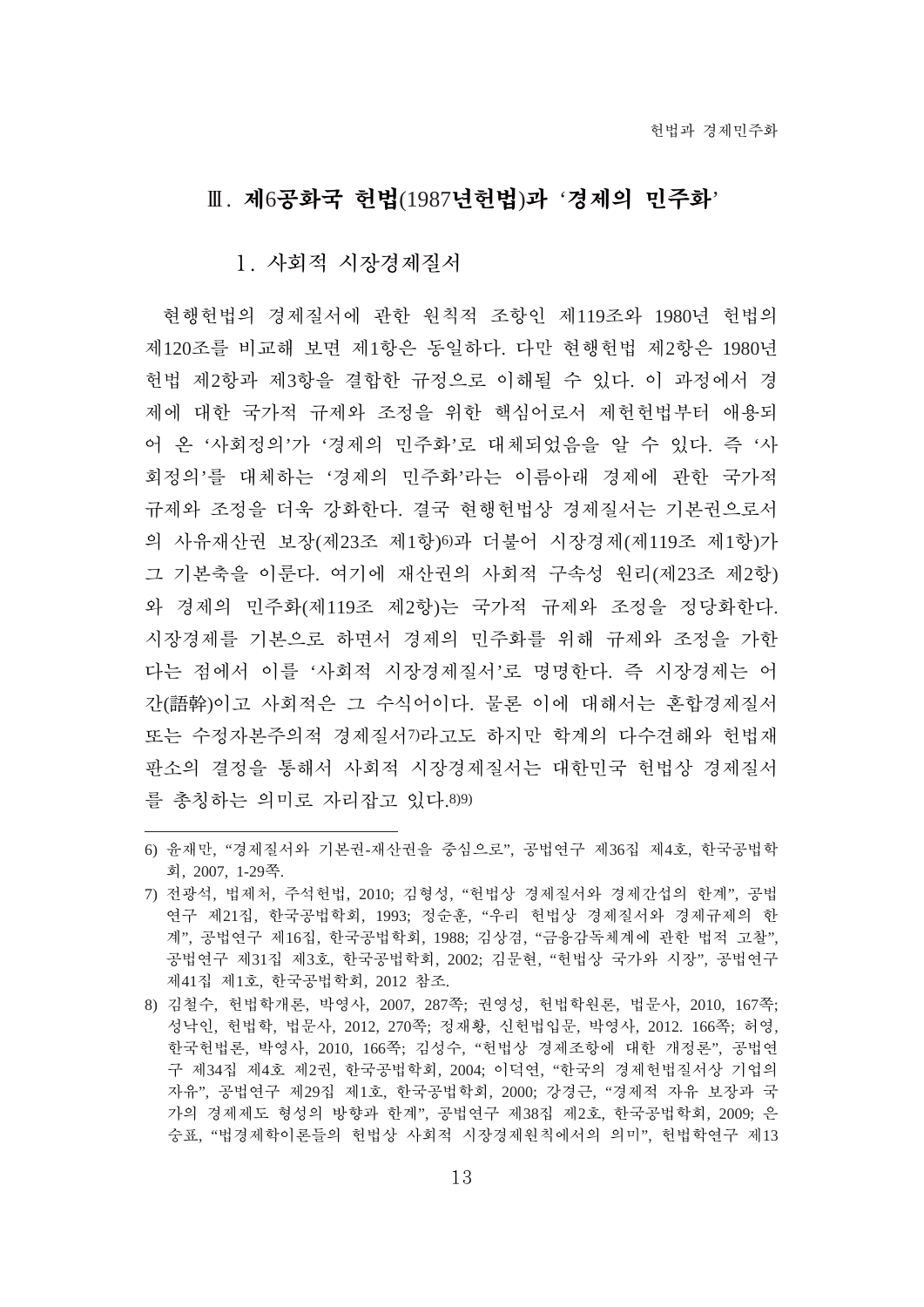## Ⅲ. 제6공화국 헌법(1987년헌법)과 '경제의 민주화'

### 1. 사회적 시장경제질서

현행헌법의 경제질서에 관한 원칙적 조항인 제119조와 1980년 헌법의 제120조를 비교해 보면 제1항은 동일하다. 다만 현행헌법 제2항은 1980년 헌법 제2항과 제3항을 결합한 규정으로 이해될 수 있다. 이 과정에서 경제에 대한 국가적 규제와 조정을 위한 핵심어로서 제헌헌법부터 애용되어 온 '사회정의'가 '경제의 민주화'로 대체되었음을 알 수 있다. 즉 '사회정의'를 대체하는 '경제의 민주화'라는 이름아래 경제에 관한 국가적 규제와 조정을 더욱 강화한다. 결국 현행헌법상 경제질서는 기본권으로서의 사유재산권 보장(제23조 제1항)[6]과 더불어 시장경제(제119조 제1항)가 그 기본축을 이룬다. 여기에 재산권의 사회적 구속성 원리(제23조 제2항)와 경제의 민주화(제119조 제2항)는 국가적 규제와 조정을 정당화한다. 시장경제를 기본으로 하면서 경제의 민주화를 위해 규제와 조정을 가한다는 점에서 이를 '사회적 시장경제질서'로 명명한다. 즉 시장경제는 어간(語幹)이고 사회적은 그 수식어이다. 물론 이에 대해서는 혼합경제질서 또는 수정자본주의적 경제질서[7]라고도 하지만 학계의 다수견해와 헌법재판소의 결정을 통해서 사회적 시장경제질서는 대한민국 헌법상 경제질서를 총칭하는 의미로 자리잡고 있다.[8][9]

---

6) 윤재만, "경제질서와 기본권-재산권을 중심으로", 공법연구 제36집 제4호, 한국공법학회, 2007, 1-29쪽.

7) 전광석, 법제처, 주석헌법, 2010; 김형성, "헌법상 경제질서와 경제간섭의 한계", 공법연구 제21집, 한국공법학회, 1993; 정순훈, "우리 헌법상 경제질서와 경제규제의 한계", 공법연구 제16집, 한국공법학회, 1988; 김상겸, "금융감독체계에 관한 법적 고찰", 공법연구 제31집 제3호, 한국공법학회, 2002; 김문현, "헌법상 국가와 시장", 공법연구 제41집 제1호, 한국공법학회, 2012 참조.

8) 김철수, 헌법학개론, 박영사, 2007, 287쪽; 권영성, 헌법학원론, 법문사, 2010, 167쪽; 성낙인, 헌법학, 법문사, 2012, 270쪽; 정재황, 신헌법입문, 박영사, 2012. 166쪽; 허영, 한국헌법론, 박영사, 2010, 166쪽; 김성수, "헌법상 경제조항에 대한 개정론", 공법연구 제34집 제4호 제2권, 한국공법학회, 2004; 이덕연, "한국의 경제헌법질서상 기업의 자유", 공법연구 제29집 제1호, 한국공법학회, 2000; 강경근, "경제적 자유 보장과 국가의 경제제도 형성의 방향과 한계", 공법연구 제38집 제2호, 한국공법학회, 2009; 은숭표, "법경제학이론들의 헌법상 사회적 시장경제원칙에서의 의미", 헌법학연구 제13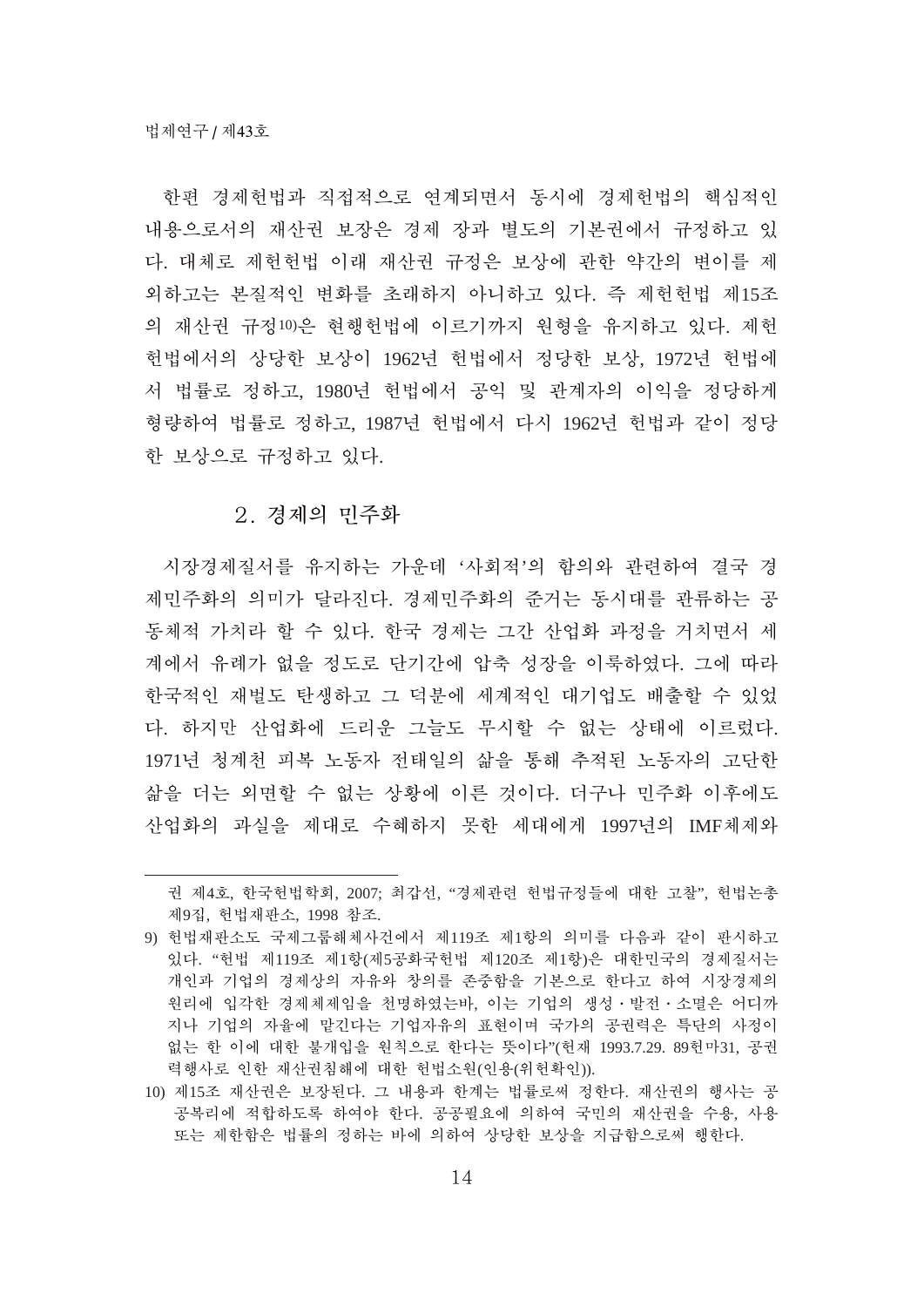한편 경제헌법과 직접적으로 연계되면서 동시에 경제헌법의 핵심적인 내용으로서의 재산권 보장은 경제 장과 별도의 기본권에서 규정하고 있다. 대체로 제헌헌법 이래 재산권 규정은 보상에 관한 약간의 변이를 제외하고는 본질적인 변화를 초래하지 아니하고 있다. 즉 제헌헌법 제15조의 재산권 규정[10]은 현행헌법에 이르기까지 원형을 유지하고 있다. 제헌헌법에서의 상당한 보상이 1962년 헌법에서 정당한 보상, 1972년 헌법에서 법률로 정하고, 1980년 헌법에서 공익 및 관계자의 이익을 정당하게 형량하여 법률로 정하고, 1987년 헌법에서 다시 1962년 헌법과 같이 정당한 보상으로 규정하고 있다.

## 2. 경제의 민주화

시장경제질서를 유지하는 가운데 '사회적'의 함의와 관련하여 결국 경제민주화의 의미가 달라진다. 경제민주화의 준거는 동시대를 관류하는 공동체적 가치라 할 수 있다. 한국 경제는 그간 산업화 과정을 거치면서 세계에서 유례가 없을 정도로 단기간에 압축 성장을 이룩하였다. 그에 따라 한국적인 재벌도 탄생하고 그 덕분에 세계적인 대기업도 배출할 수 있었다. 하지만 산업화에 드리운 그늘도 무시할 수 없는 상태에 이르렀다. 1971년 청계천 피복 노동자 전태일의 삶을 통해 추적된 노동자의 고단한 삶을 더는 외면할 수 없는 상황에 이른 것이다. 더구나 민주화 이후에도 산업화의 과실을 제대로 수혜하지 못한 세대에게 1997년의 IMF체제와

---

권 제4호, 한국헌법학회, 2007; 최갑선, "경제관련 헌법규정들에 대한 고찰", 헌법논총 제9집, 헌법재판소, 1998 참조.

9) 헌법재판소도 국제그룹해체사건에서 제119조 제1항의 의미를 다음과 같이 판시하고 있다. "헌법 제119조 제1항(제5공화국헌법 제120조 제1항)은 대한민국의 경제질서는 개인과 기업의 경제상의 자유와 창의를 존중함을 기본으로 한다고 하여 시장경제의 원리에 입각한 경제체제임을 천명하였는바, 이는 기업의 생성・발전・소멸은 어디까지나 기업의 자율에 맡긴다는 기업자유의 표현이며 국가의 공권력은 특단의 사정이 없는 한 이에 대한 불개입을 원칙으로 한다는 뜻이다"(헌재 1993.7.29. 89헌마31, 공권력행사로 인한 재산권침해에 대한 헌법소원(인용(위헌확인)).

10) 제15조 재산권은 보장된다. 그 내용과 한계는 법률로써 정한다. 재산권의 행사는 공공복리에 적합하도록 하여야 한다. 공공필요에 의하여 국민의 재산권을 수용, 사용 또는 제한함은 법률의 정하는 바에 의하여 상당한 보상을 지급함으로써 행한다.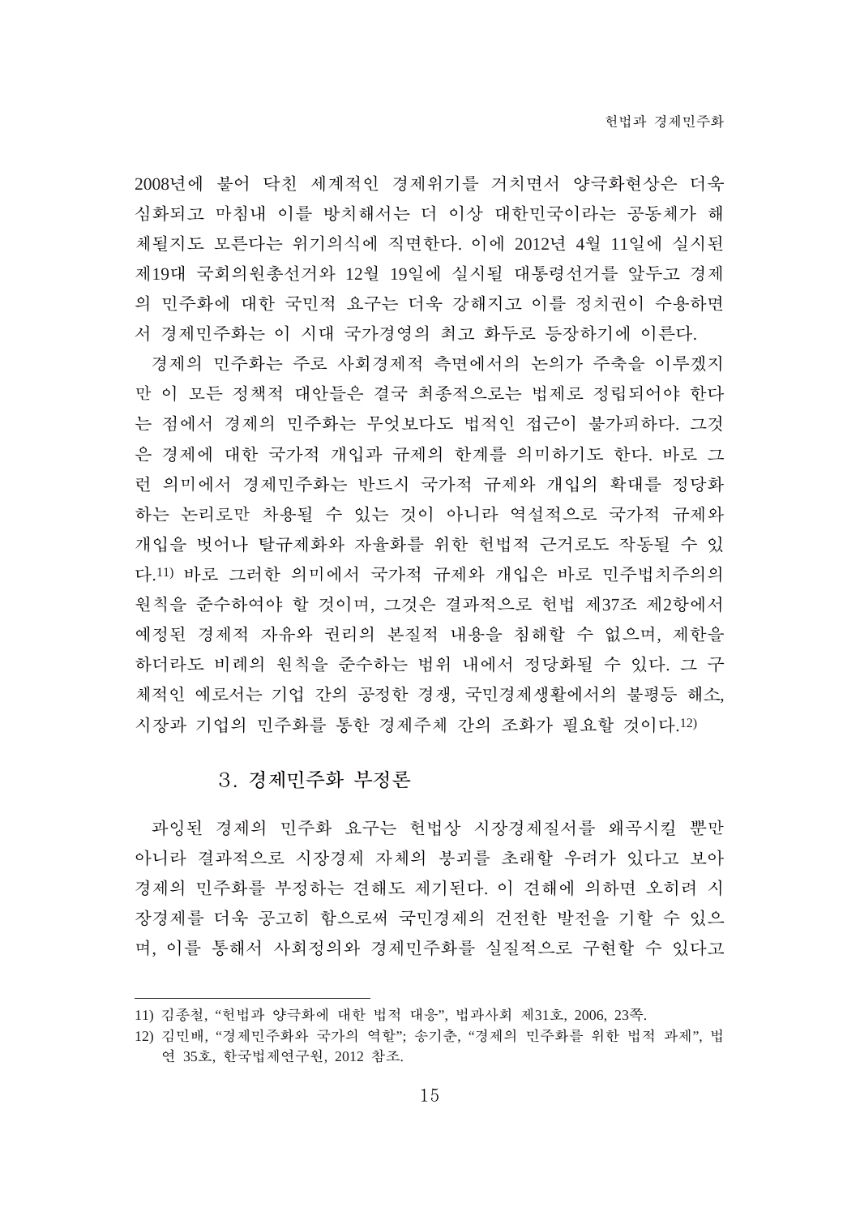2008년에 불어 닥친 세계적인 경제위기를 거치면서 양극화현상은 더욱 심화되고 마침내 이를 방치해서는 더 이상 대한민국이라는 공동체가 해체될지도 모른다는 위기의식에 직면한다. 이에 2012년 4월 11일에 실시된 제19대 국회의원총선거와 12월 19일에 실시될 대통령선거를 앞두고 경제의 민주화에 대한 국민적 요구는 더욱 강해지고 이를 정치권이 수용하면서 경제민주화는 이 시대 국가경영의 최고 화두로 등장하기에 이른다.

경제의 민주화는 주로 사회경제적 측면에서의 논의가 주축을 이루겠지만 이 모든 정책적 대안들은 결국 최종적으로는 법제로 정립되어야 한다는 점에서 경제의 민주화는 무엇보다도 법적인 접근이 불가피하다. 그것은 경제에 대한 국가적 개입과 규제의 한계를 의미하기도 한다. 바로 그런 의미에서 경제민주화는 반드시 국가적 규제와 개입의 확대를 정당화하는 논리로만 차용될 수 있는 것이 아니라 역설적으로 국가적 규제와 개입을 벗어나 탈규제화와 자율화를 위한 헌법적 근거로도 작동될 수 있다.[11] 바로 그러한 의미에서 국가적 규제와 개입은 바로 민주법치주의의 원칙을 준수하여야 할 것이며, 그것은 결과적으로 헌법 제37조 제2항에서 예정된 경제적 자유와 권리의 본질적 내용을 침해할 수 없으며, 제한을 하더라도 비례의 원칙을 준수하는 범위 내에서 정당화될 수 있다. 그 구체적인 예로서는 기업 간의 공정한 경쟁, 국민경제생활에서의 불평등 해소, 시장과 기업의 민주화를 통한 경제주체 간의 조화가 필요할 것이다.[12]

### 3. 경제민주화 부정론

과잉된 경제의 민주화 요구는 헌법상 시장경제질서를 왜곡시킬 뿐만 아니라 결과적으로 시장경제 자체의 붕괴를 초래할 우려가 있다고 보아 경제의 민주화를 부정하는 견해도 제기된다. 이 견해에 의하면 오히려 시장경제를 더욱 공고히 함으로써 국민경제의 건전한 발전을 기할 수 있으며, 이를 통해서 사회정의와 경제민주화를 실질적으로 구현할 수 있다고

---

11) 김종철, "헌법과 양극화에 대한 법적 대응", 법과사회 제31호, 2006, 23쪽.

12) 김민배, "경제민주화와 국가의 역할"; 송기춘, "경제의 민주화를 위한 법적 과제", 법연 35호, 한국법제연구원, 2012 참조.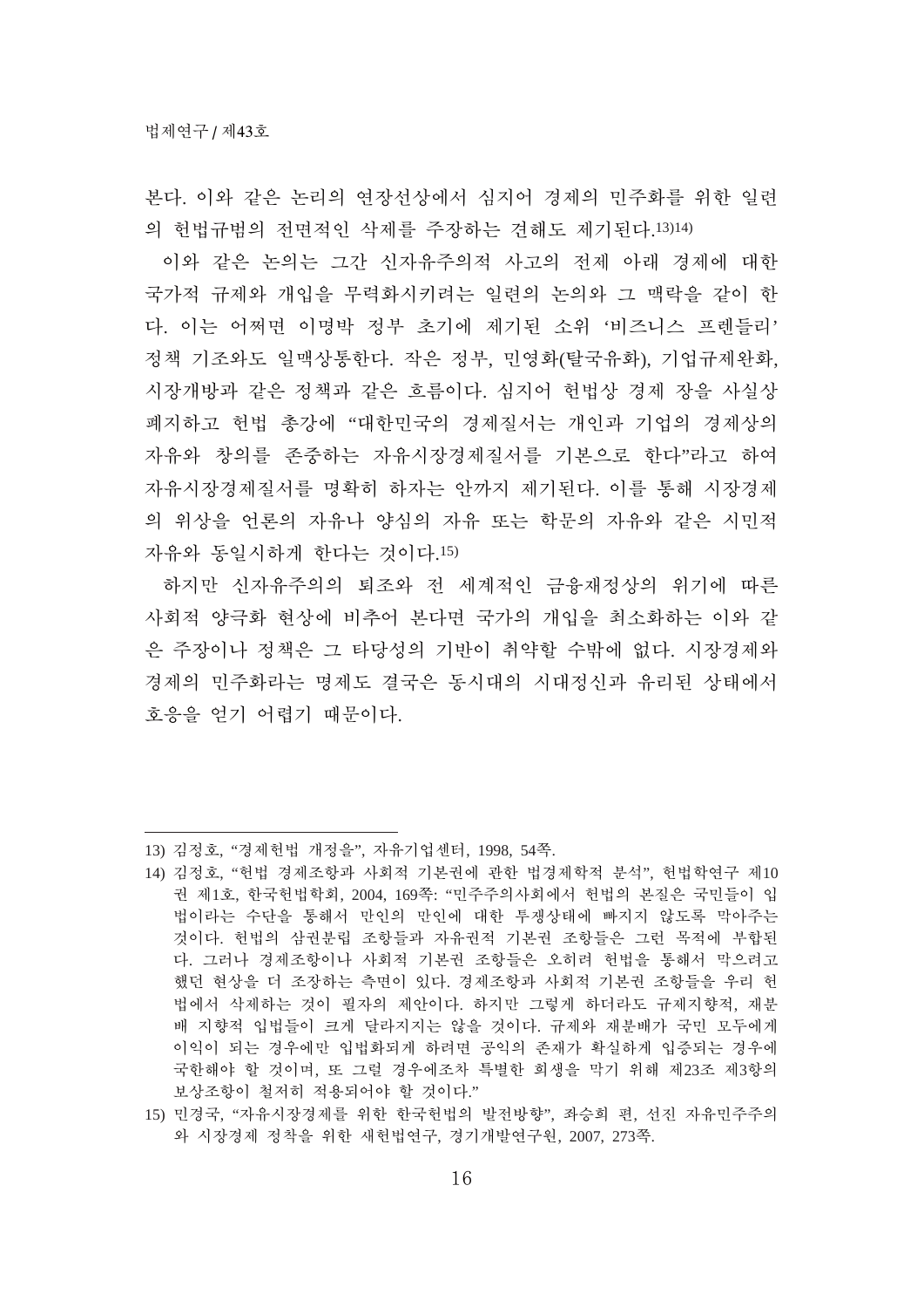본다. 이와 같은 논리의 연장선상에서 심지어 경제의 민주화를 위한 일련의 헌법규범의 전면적인 삭제를 주장하는 견해도 제기된다.[13][14]

이와 같은 논의는 그간 신자유주의적 사고의 전제 아래 경제에 대한 국가적 규제와 개입을 무력화시키려는 일련의 논의와 그 맥락을 같이 한다. 이는 어쩌면 이명박 정부 초기에 제기된 소위 '비즈니스 프렌들리' 정책 기조와도 일맥상통한다. 작은 정부, 민영화(탈국유화), 기업규제완화, 시장개방과 같은 정책과 같은 흐름이다. 심지어 헌법상 경제 장을 사실상 폐지하고 헌법 총강에 "대한민국의 경제질서는 개인과 기업의 경제상의 자유와 창의를 존중하는 자유시장경제질서를 기본으로 한다"라고 하여 자유시장경제질서를 명확히 하자는 안까지 제기된다. 이를 통해 시장경제의 위상을 언론의 자유나 양심의 자유 또는 학문의 자유와 같은 시민적 자유와 동일시하게 한다는 것이다.[15]

하지만 신자유주의의 퇴조와 전 세계적인 금융재정상의 위기에 따른 사회적 양극화 현상에 비추어 본다면 국가의 개입을 최소화하는 이와 같은 주장이나 정책은 그 타당성의 기반이 취약할 수밖에 없다. 시장경제와 경제의 민주화라는 명제도 결국은 동시대의 시대정신과 유리된 상태에서 호응을 얻기 어렵기 때문이다.

---

13) 김정호, "경제헌법 개정을", 자유기업센터, 1998, 54쪽.

14) 김정호, "헌법 경제조항과 사회적 기본권에 관한 법경제학적 분석", 헌법학연구 제10권 제1호, 한국헌법학회, 2004, 169쪽: "민주주의사회에서 헌법의 본질은 국민들이 입법이라는 수단을 통해서 만인의 만인에 대한 투쟁상태에 빠지지 않도록 막아주는 것이다. 헌법의 삼권분립 조항들과 자유권적 기본권 조항들은 그런 목적에 부합된다. 그러나 경제조항이나 사회적 기본권 조항들은 오히려 헌법을 통해서 막으려고 했던 현상을 더 조장하는 측면이 있다. 경제조항과 사회적 기본권 조항들을 우리 헌법에서 삭제하는 것이 필자의 제안이다. 하지만 그렇게 하더라도 규제지향적, 재분배 지향적 입법들이 크게 달라지지는 않을 것이다. 규제와 재분배가 국민 모두에게 이익이 되는 경우에만 입법화되게 하려면 공익의 존재가 확실하게 입증되는 경우에 국한해야 할 것이며, 또 그럴 경우에조차 특별한 희생을 막기 위해 제23조 제3항의 보상조항이 철저히 적용되어야 할 것이다."

15) 민경국, "자유시장경제를 위한 한국헌법의 발전방향", 좌승희 편, 선진 자유민주주의와 시장경제 정착을 위한 새헌법연구, 경기개발연구원, 2007, 273쪽.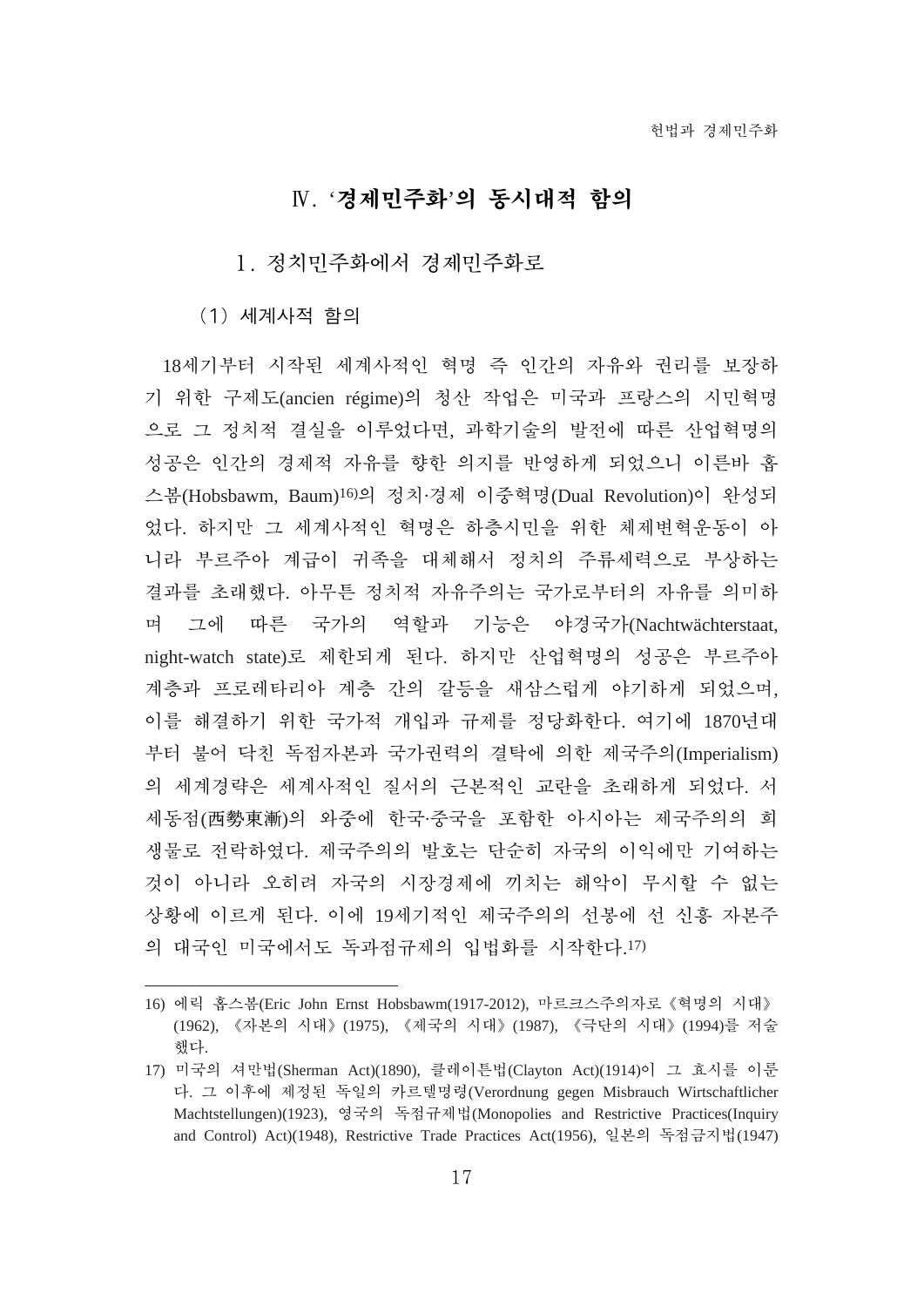## Ⅳ. '경제민주화'의 동시대적 함의

### 1. 정치민주화에서 경제민주화로

#### (1) 세계사적 함의

18세기부터 시작된 세계사적인 혁명 즉 인간의 자유와 권리를 보장하기 위한 구제도(ancien régime)의 청산 작업은 미국과 프랑스의 시민혁명으로 그 정치적 결실을 이루었다면, 과학기술의 발전에 따른 산업혁명의 성공은 인간의 경제적 자유를 향한 의지를 반영하게 되었으니 이른바 홉스봄(Hobsbawm, Baum)[16]의 정치·경제 이중혁명(Dual Revolution)이 완성되었다. 하지만 그 세계사적인 혁명은 하층시민을 위한 체제변혁운동이 아니라 부르주아 계급이 귀족을 대체해서 정치의 주류세력으로 부상하는 결과를 초래했다. 아무튼 정치적 자유주의는 국가로부터의 자유를 의미하며 그에 따른 국가의 역할과 기능은 야경국가(Nachtwächterstaat, night-watch state)로 제한되게 된다. 하지만 산업혁명의 성공은 부르주아 계층과 프로레타리아 계층 간의 갈등을 새삼스럽게 야기하게 되었으며, 이를 해결하기 위한 국가적 개입과 규제를 정당화한다. 여기에 1870년대부터 불어 닥친 독점자본과 국가권력의 결탁에 의한 제국주의(Imperialism)의 세계경략은 세계사적인 질서의 근본적인 교란을 초래하게 되었다. 서세동점(西勢東漸)의 와중에 한국·중국을 포함한 아시아는 제국주의의 희생물로 전락하였다. 제국주의의 발호는 단순히 자국의 이익에만 기여하는 것이 아니라 오히려 자국의 시장경제에 끼치는 해악이 무시할 수 없는 상황에 이르게 된다. 이에 19세기적인 제국주의의 선봉에 선 신흥 자본주의 대국인 미국에서도 독과점규제의 입법화를 시작한다.[17]

---

16) 에릭 홉스봄(Eric John Ernst Hobsbawm(1917-2012), 마르크스주의자로《혁명의 시대》(1962), 《자본의 시대》(1975), 《제국의 시대》(1987), 《극단의 시대》(1994)를 저술했다.

17) 미국의 셔만법(Sherman Act)(1890), 클레이튼법(Clayton Act)(1914)이 그 효시를 이룬다. 그 이후에 제정된 독일의 카르텔명령(Verordnung gegen Misbrauch Wirtschaftlicher Machtstellungen)(1923), 영국의 독점규제법(Monopolies and Restrictive Practices(Inquiry and Control) Act)(1948), Restrictive Trade Practices Act(1956), 일본의 독점금지법(1947)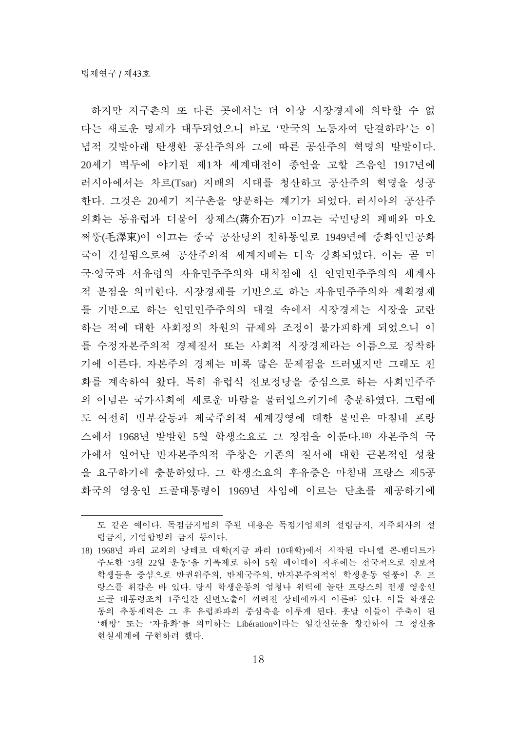하지만 지구촌의 또 다른 곳에서는 더 이상 시장경제에 의탁할 수 없다는 새로운 명제가 대두되었으니 바로 '만국의 노동자여 단결하라'는 이념적 깃발아래 탄생한 공산주의와 그에 따른 공산주의 혁명의 발발이다. 20세기 벽두에 야기된 제1차 세계대전이 종언을 고할 즈음인 1917년에 러시아에서는 차르(Tsar) 지배의 시대를 청산하고 공산주의 혁명을 성공한다. 그것은 20세기 지구촌을 양분하는 계기가 되었다. 러시아의 공산주의화는 동유럽과 더불어 장제스(蔣介石)가 이끄는 국민당의 패배와 마오쩌뚱(毛澤東)이 이끄는 중국 공산당의 천하통일로 1949년에 중화인민공화국이 건설됨으로써 공산주의적 세계지배는 더욱 강화되었다. 이는 곧 미국·영국과 서유럽의 자유민주주의와 대척점에 선 인민민주주의의 세계사적 분점을 의미한다. 시장경제를 기반으로 하는 자유민주주의와 계획경제를 기반으로 하는 인민민주주의의 대결 속에서 시장경제는 시장을 교란하는 적에 대한 사회정의 차원의 규제와 조정이 불가피하게 되었으니 이를 수정자본주의적 경제질서 또는 사회적 시장경제라는 이름으로 정착하기에 이른다. 자본주의 경제는 비록 많은 문제점을 드러냈지만 그래도 진화를 계속하여 왔다. 특히 유럽식 진보정당을 중심으로 하는 사회민주주의 이념은 국가사회에 새로운 바람을 불러일으키기에 충분하였다. 그럼에도 여전히 빈부갈등과 제국주의적 세계경영에 대한 불만은 마침내 프랑스에서 1968년 발발한 5월 학생소요로 그 정점을 이룬다.[18] 자본주의 국가에서 일어난 반자본주의적 주창은 기존의 질서에 대한 근본적인 성찰을 요구하기에 충분하였다. 그 학생소요의 후유증은 마침내 프랑스 제5공화국의 영웅인 드골대통령이 1969년 사임에 이르는 단초를 제공하기에

---

도 같은 예이다. 독점금지법의 주된 내용은 독점기업체의 설립금지, 지주회사의 설립금지, 기업합병의 금지 등이다.

18) 1968년 파리 교외의 낭테르 대학(지금 파리 10대학)에서 시작된 다니엘 콘-벤디트가 주도한 '3월 22일 운동'을 기폭제로 하여 5월 메이데이 직후에는 전국적으로 진보적 학생들을 중심으로 반권위주의, 반제국주의, 반자본주의적인 학생운동 열풍이 온 프랑스를 휘감은 바 있다. 당시 학생운동의 엄청나 위력에 놀란 프랑스의 전쟁 영웅인 드골 대통령조차 1주일간 신변노출이 꺼려진 상태에까지 이른바 있다. 이들 학생운동의 추동세력은 그 후 유럽좌파의 중심축을 이루게 된다. 훗날 이들이 주축이 된 '해방' 또는 '자유화'를 의미하는 Libération이라는 일간신문을 창간하여 그 정신을 현실세계에 구현하려 했다.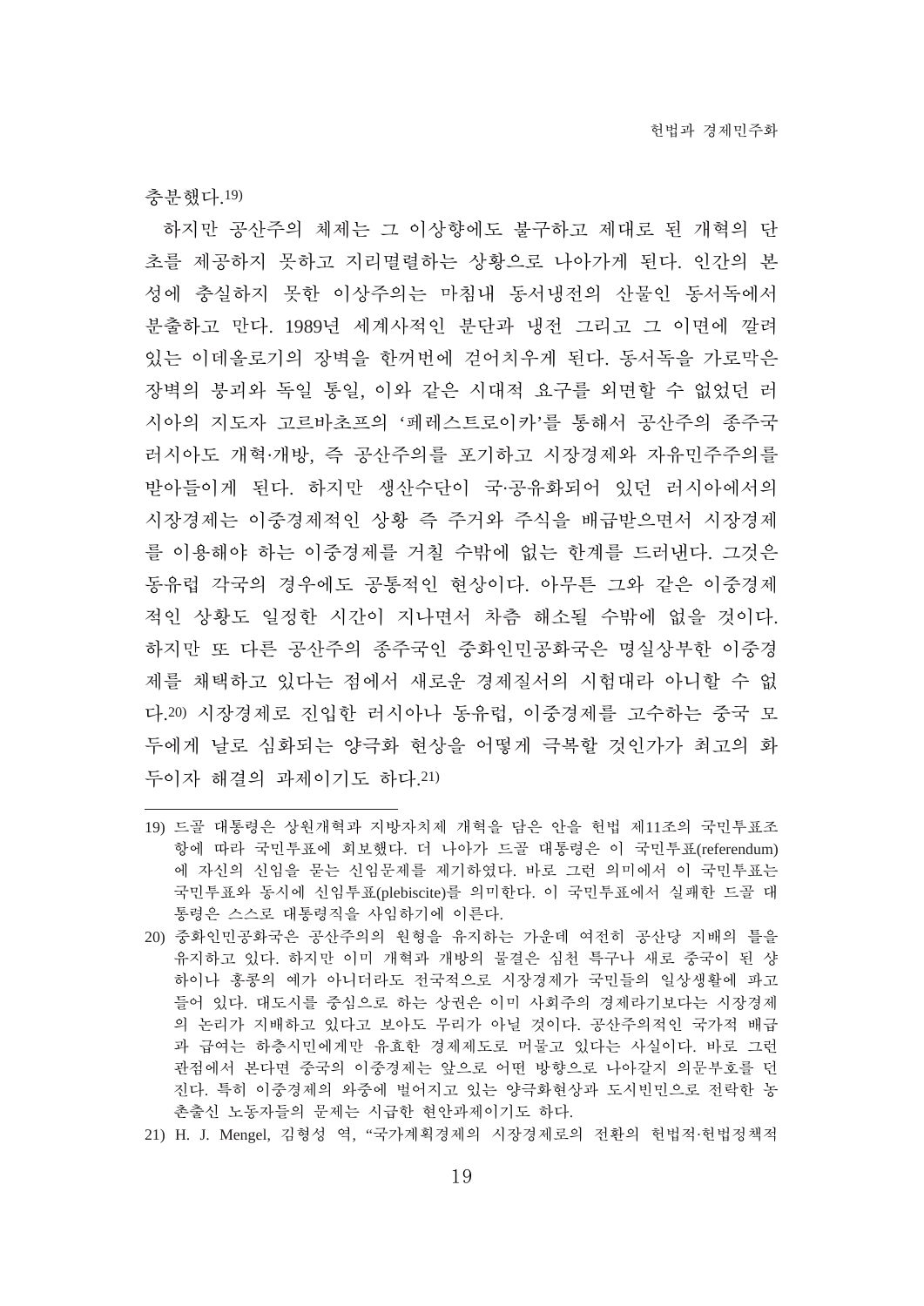충분했다.[19]

하지만 공산주의 체제는 그 이상향에도 불구하고 제대로 된 개혁의 단초를 제공하지 못하고 지리멸렬하는 상황으로 나아가게 된다. 인간의 본성에 충실하지 못한 이상주의는 마침내 동서냉전의 산물인 동서독에서 분출하고 만다. 1989년 세계사적인 분단과 냉전 그리고 그 이면에 깔려 있는 이데올로기의 장벽을 한꺼번에 걷어치우게 된다. 동서독을 가로막은 장벽의 붕괴와 독일 통일, 이와 같은 시대적 요구를 외면할 수 없었던 러시아의 지도자 고르바초프의 '페레스트로이카'를 통해서 공산주의 종주국 러시아도 개혁·개방, 즉 공산주의를 포기하고 시장경제와 자유민주주의를 받아들이게 된다. 하지만 생산수단이 국·공유화되어 있던 러시아에서의 시장경제는 이중경제적인 상황 즉 주거와 주식을 배급받으면서 시장경제를 이용해야 하는 이중경제를 거칠 수밖에 없는 한계를 드러낸다. 그것은 동유럽 각국의 경우에도 공통적인 현상이다. 아무튼 그와 같은 이중경제적인 상황도 일정한 시간이 지나면서 차츰 해소될 수밖에 없을 것이다. 하지만 또 다른 공산주의 종주국인 중화인민공화국은 명실상부한 이중경제를 채택하고 있다는 점에서 새로운 경제질서의 시험대라 아니할 수 없다.[20] 시장경제로 진입한 러시아나 동유럽, 이중경제를 고수하는 중국 모두에게 날로 심화되는 양극화 현상을 어떻게 극복할 것인가가 최고의 화두이자 해결의 과제이기도 하다.[21]

---

19) 드골 대통령은 상원개혁과 지방자치제 개혁을 담은 안을 헌법 제11조의 국민투표조항에 따라 국민투표에 회보했다. 더 나아가 드골 대통령은 이 국민투표(referendum)에 자신의 신임을 묻는 신임문제를 제기하였다. 바로 그런 의미에서 이 국민투표는 국민투표와 동시에 신임투표(plebiscite)를 의미한다. 이 국민투표에서 실패한 드골 대통령은 스스로 대통령직을 사임하기에 이른다.

20) 중화인민공화국은 공산주의의 원형을 유지하는 가운데 여전히 공산당 지배의 틀을 유지하고 있다. 하지만 이미 개혁과 개방의 물결은 심천 특구나 새로 중국이 된 샹하이나 홍콩의 예가 아니더라도 전국적으로 시장경제가 국민들의 일상생활에 파고들어 있다. 대도시를 중심으로 하는 상권은 이미 사회주의 경제라기보다는 시장경제의 논리가 지배하고 있다고 보아도 무리가 아닐 것이다. 공산주의적인 국가적 배급과 급여는 하층시민에게만 유효한 경제제도로 머물고 있다는 사실이다. 바로 그런 관점에서 본다면 중국의 이중경제는 앞으로 어떤 방향으로 나아갈지 의문부호를 던진다. 특히 이중경제의 와중에 벌어지고 있는 양극화현상과 도시빈민으로 전락한 농촌출신 노동자들의 문제는 시급한 현안과제이기도 하다.

21) H. J. Mengel, 김형성 역, "국가계획경제의 시장경제로의 전환의 헌법적·헌법정책적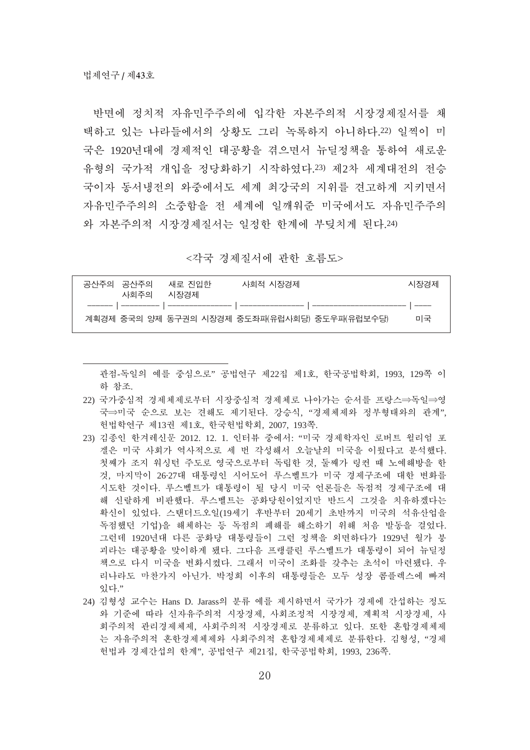반면에 정치적 자유민주주의에 입각한 자본주의적 시장경제질서를 채택하고 있는 나라들에서의 상황도 그리 녹록하지 아니하다.[22] 일찍이 미국은 1920년대에 경제적인 대공황을 겪으면서 뉴딜정책을 통하여 새로운 유형의 국가적 개입을 정당화하기 시작하였다.[23] 제2차 세계대전의 전승국이자 동서냉전의 와중에서도 세계 최강국의 지위를 견고하게 지키면서 자유민주주의의 소중함을 전 세계에 일깨워준 미국에서도 자유민주주의와 자본주의적 시장경제질서는 일정한 한계에 부딪치게 된다.[24]

<각국 경제질서에 관한 흐름도>

| 공산주의 | 공산주의 사회주의 | 새로 진입한 시장경제 | 사회적 시장경제 | | 시장경제 |
|---|---|---|---|---|---|
| 계획경제 | 중국의 양제 | 동구권의 시장경제 | 중도좌파(유럽사회당) | 중도우파(유럽보수당) | 미국 |

관점-독일의 예를 중심으로" 공법연구 제22집 제1호, 한국공법학회, 1993, 129쪽 이하 참조.

22) 국가중심적 경제체제로부터 시장중심적 경제체로 나아가는 순서를 프랑스⇒독일⇒영국⇒미국 순으로 보는 견해도 제기된다. 강승식, "경제체제와 정부형태와의 관계", 헌법학연구 제13권 제1호, 한국헌법학회, 2007, 193쪽.

23) 김종인 한겨레신문 2012. 12. 1. 인터뷰 중에서: "미국 경제학자인 로버트 윌리엄 포겔은 미국 사회가 역사적으로 세 번 각성해서 오늘날의 미국을 이뤘다고 분석했다. 첫째가 조지 워싱턴 주도로 영국으로부터 독립한 것, 둘째가 링컨 때 노예해방을 한 것, 마지막이 26·27대 대통령인 시어도어 루스벨트가 미국 경제구조에 대한 변화를 시도한 것이다. 루스벨트가 대통령이 될 당시 미국 언론들은 독점적 경제구조에 대해 신랄하게 비판했다. 루스벨트는 공화당원이었지만 반드시 그것을 치유하겠다는 확신이 있었다. 스탠더드오일(19세기 후반부터 20세기 초반까지 미국의 석유산업을 독점했던 기업)을 해체하는 등 독점의 폐해를 해소하기 위해 처음 발동을 걸었다. 그런데 1920년대 다른 공화당 대통령들이 그런 정책을 외면하다가 1929년 월가 붕괴라는 대공황을 맞이하게 됐다. 그다음 프랭클린 루스벨트가 대통령이 되어 뉴딜정책으로 다시 미국을 변화시켰다. 그래서 미국이 조화를 갖추는 초석이 마련됐다. 우리나라도 마찬가지 아닌가. 박정희 이후의 대통령들은 모두 성장 콤플렉스에 빠져 있다."

24) 김형성 교수는 Hans D. Jarass의 분류 예를 제시하면서 국가가 경제에 간섭하는 정도와 기준에 따라 신자유주의적 시장경제, 사회조정적 시장경제, 계획적 시장경제, 사회주의적 관리경제체제, 사회주의적 시장경제로 분류하고 있다. 또한 혼합경제체제는 자유주의적 혼한경제체제와 사회주의적 혼합경제체제로 분류한다. 김형성, "경제헌법과 경제간섭의 한계", 공법연구 제21집, 한국공법학회, 1993, 236쪽.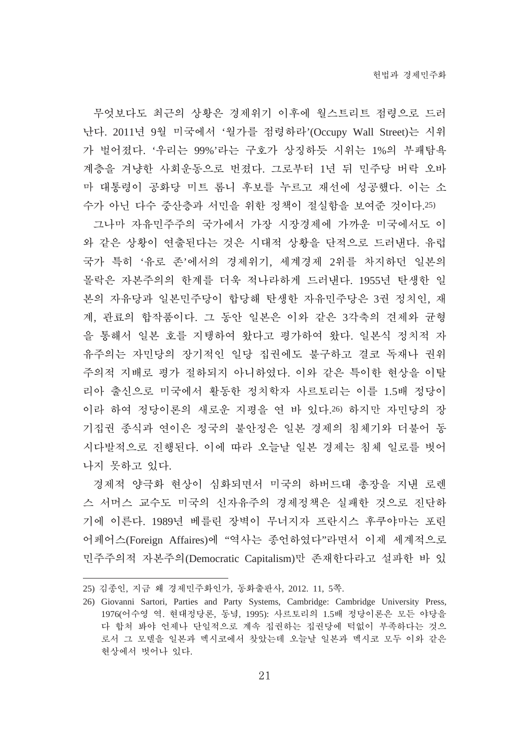무엇보다도 최근의 상황은 경제위기 이후에 월스트리트 점령으로 드러난다. 2011년 9월 미국에서 '월가를 점령하라'(Occupy Wall Street)는 시위가 벌어졌다. '우리는 99%'라는 구호가 상징하듯 시위는 1%의 부패탐욕계층을 겨냥한 사회운동으로 번졌다. 그로부터 1년 뒤 민주당 버락 오바마 대통령이 공화당 미트 롬니 후보를 누르고 재선에 성공했다. 이는 소수가 아닌 다수 중산층과 서민을 위한 정책이 절실함을 보여준 것이다.[25)]

그나마 자유민주주의 국가에서 가장 시장경제에 가까운 미국에서도 이와 같은 상황이 연출된다는 것은 시대적 상황을 단적으로 드러낸다. 유럽 국가 특히 '유로 존'에서의 경제위기, 세계경제 2위를 차지하던 일본의 몰락은 자본주의의 한계를 더욱 적나라하게 드러낸다. 1955년 탄생한 일본의 자유당과 일본민주당이 합당해 탄생한 자유민주당은 3권 정치인, 재계, 관료의 합작품이다. 그 동안 일본은 이와 같은 3각축의 견제와 균형을 통해서 일본 호를 지탱하여 왔다고 평가하여 왔다. 일본식 정치적 자유주의는 자민당의 장기적인 일당 집권에도 불구하고 결코 독재나 권위주의적 지배로 평가 절하되지 아니하였다. 이와 같은 특이한 현상을 이탈리아 출신으로 미국에서 활동한 정치학자 사르토리는 이를 1.5배 정당이라 하여 정당이론의 새로운 지평을 연 바 있다.[26)] 하지만 자민당의 장기집권 종식과 연이은 정국의 불안정은 일본 경제의 침체기와 더불어 동시다발적으로 진행된다. 이에 따라 오늘날 일본 경제는 침체 일로를 벗어나지 못하고 있다.

경제적 양극화 현상이 심화되면서 미국의 하버드대 총장을 지낸 로렌스 서머스 교수도 미국의 신자유주의 경제정책은 실패한 것으로 진단하기에 이른다. 1989년 베를린 장벽이 무너지자 프란시스 후쿠야마는 포린 어페어스(Foreign Affaires)에 "역사는 종언하였다"라면서 이제 세계적으로 민주주의적 자본주의(Democratic Capitalism)만 존재한다라고 설파한 바 있

---

25) 김종인, 지금 왜 경제민주화인가, 동화출판사, 2012. 11, 5쪽.

26) Giovanni Sartori, Parties and Party Systems, Cambridge: Cambridge University Press, 1976(어수영 역. 현대정당론, 동녘, 1995): 사르토리의 1.5배 정당이론은 모든 야당을 다 합쳐 봐야 언제나 단일적으로 계속 집권하는 집권당에 턱없이 부족하다는 것으로서 그 모델을 일본과 멕시코에서 찾았는데 오늘날 일본과 멕시코 모두 이와 같은 현상에서 벗어나 있다.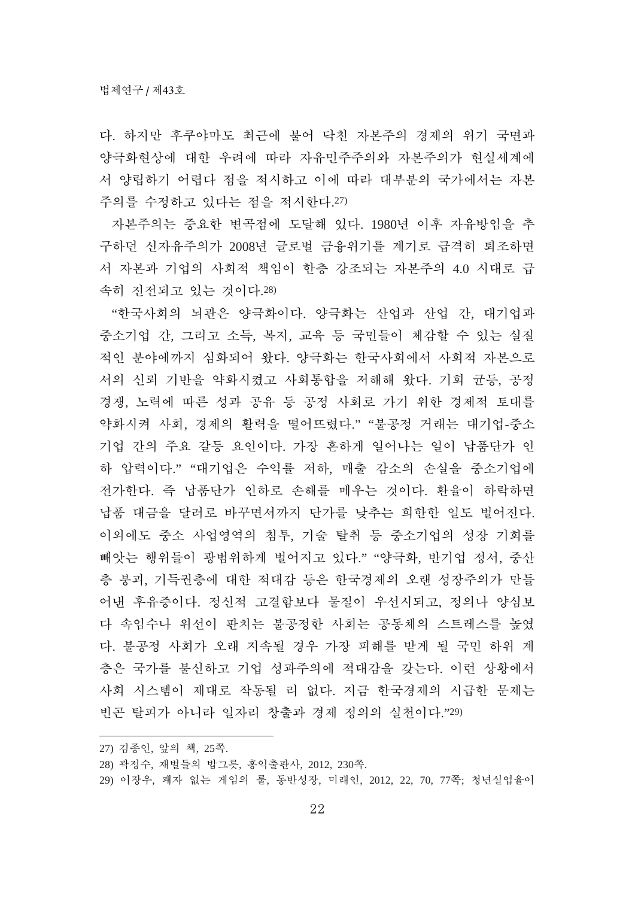다. 하지만 후쿠야마도 최근에 불어 닥친 자본주의 경제의 위기 국면과 양극화현상에 대한 우려에 따라 자유민주주의와 자본주의가 현실세계에서 양립하기 어렵다 점을 적시하고 이에 따라 대부분의 국가에서는 자본주의를 수정하고 있다는 점을 적시한다.[27)]

자본주의는 중요한 변곡점에 도달해 있다. 1980년 이후 자유방임을 추구하던 신자유주의가 2008년 글로벌 금융위기를 계기로 급격히 퇴조하면서 자본과 기업의 사회적 책임이 한층 강조되는 자본주의 4.0 시대로 급속히 진전되고 있는 것이다.[28)]

“한국사회의 뇌관은 양극화이다. 양극화는 산업과 산업 간, 대기업과 중소기업 간, 그리고 소득, 복지, 교육 등 국민들이 체감할 수 있는 실질적인 분야에까지 심화되어 왔다. 양극화는 한국사회에서 사회적 자본으로서의 신뢰 기반을 약화시켰고 사회통합을 저해해 왔다. 기회 균등, 공정경쟁, 노력에 따른 성과 공유 등 공정 사회로 가기 위한 경제적 토대를 약화시켜 사회, 경제의 활력을 떨어뜨렸다.” “불공정 거래는 대기업-중소기업 간의 주요 갈등 요인이다. 가장 흔하게 일어나는 일이 납품단가 인하 압력이다.” “대기업은 수익률 저하, 매출 감소의 손실을 중소기업에 전가한다. 즉 납품단가 인하로 손해를 메우는 것이다. 환율이 하락하면 납품 대금을 달러로 바꾸면서까지 단가를 낮추는 희한한 일도 벌어진다. 이외에도 중소 사업영역의 침투, 기술 탈취 등 중소기업의 성장 기회를 빼앗는 행위들이 광범위하게 벌어지고 있다.” “양극화, 반기업 정서, 중산층 붕괴, 기득권층에 대한 적대감 등은 한국경제의 오랜 성장주의가 만들어낸 후유증이다. 정신적 고결함보다 물질이 우선시되고, 정의나 양심보다 속임수나 위선이 판치는 불공정한 사회는 공동체의 스트레스를 높였다. 불공정 사회가 오래 지속될 경우 가장 피해를 받게 될 국민 하위 계층은 국가를 불신하고 기업 성과주의에 적대감을 갖는다. 이런 상황에서 사회 시스템이 제대로 작동될 리 없다. 지금 한국경제의 시급한 문제는 빈곤 탈피가 아니라 일자리 창출과 경제 정의의 실천이다.”[29)]

---

27) 김종인, 앞의 책, 25쪽.

28) 곽정수, 재벌들의 밥그릇, 홍익출판사, 2012, 230쪽.

29) 이장우, 패자 없는 게임의 룰, 동반성장, 미래인, 2012, 22, 70, 77쪽; 청년실업율이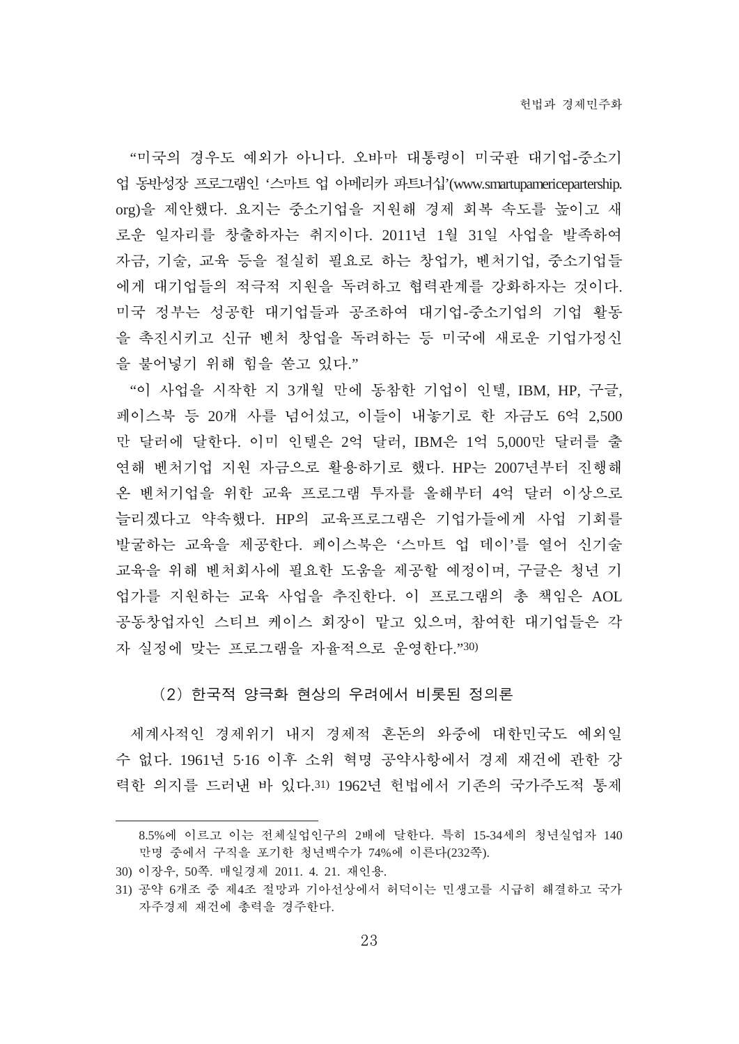"미국의 경우도 예외가 아니다. 오바마 대통령이 미국판 대기업-중소기업 동반성장 프로그램인 '스마트 업 아메리카 파트너십'(www.smartupamericepartership.org)을 제안했다. 요지는 중소기업을 지원해 경제 회복 속도를 높이고 새로운 일자리를 창출하자는 취지이다. 2011년 1월 31일 사업을 발족하여 자금, 기술, 교육 등을 절실히 필요로 하는 창업가, 벤처기업, 중소기업들에게 대기업들의 적극적 지원을 독려하고 협력관계를 강화하자는 것이다. 미국 정부는 성공한 대기업들과 공조하여 대기업-중소기업의 기업 활동을 촉진시키고 신규 벤처 창업을 독려하는 등 미국에 새로운 기업가정신을 불어넣기 위해 힘을 쏟고 있다."

"이 사업을 시작한 지 3개월 만에 동참한 기업이 인텔, IBM, HP, 구글, 페이스북 등 20개 사를 넘어섰고, 이들이 내놓기로 한 자금도 6억 2,500만 달러에 달한다. 이미 인텔은 2억 달러, IBM은 1억 5,000만 달러를 출연해 벤처기업 지원 자금으로 활용하기로 했다. HP는 2007년부터 진행해 온 벤처기업을 위한 교육 프로그램 투자를 올해부터 4억 달러 이상으로 늘리겠다고 약속했다. HP의 교육프로그램은 기업가들에게 사업 기회를 발굴하는 교육을 제공한다. 페이스북은 '스마트 업 데이'를 열어 신기술 교육을 위해 벤처회사에 필요한 도움을 제공할 예정이며, 구글은 청년 기업가를 지원하는 교육 사업을 추진한다. 이 프로그램의 총 책임은 AOL 공동창업자인 스티브 케이스 회장이 맡고 있으며, 참여한 대기업들은 각자 실정에 맞는 프로그램을 자율적으로 운영한다."[30]

### (2) 한국적 양극화 현상의 우려에서 비롯된 정의론

세계사적인 경제위기 내지 경제적 혼돈의 와중에 대한민국도 예외일 수 없다. 1961년 5·16 이후 소위 혁명 공약사항에서 경제 재건에 관한 강력한 의지를 드러낸 바 있다.[31] 1962년 헌법에서 기존의 국가주도적 통제

---

8.5%에 이르고 이는 전체실업인구의 2배에 달한다. 특히 15-34세의 청년실업자 140만명 중에서 구직을 포기한 청년백수가 74%에 이른다(232쪽).

30) 이장우, 50쪽. 매일경제 2011. 4. 21. 재인용.

31) 공약 6개조 중 제4조 절망과 기아선상에서 허덕이는 민생고를 시급히 해결하고 국가 자주경제 재건에 총력을 경주한다.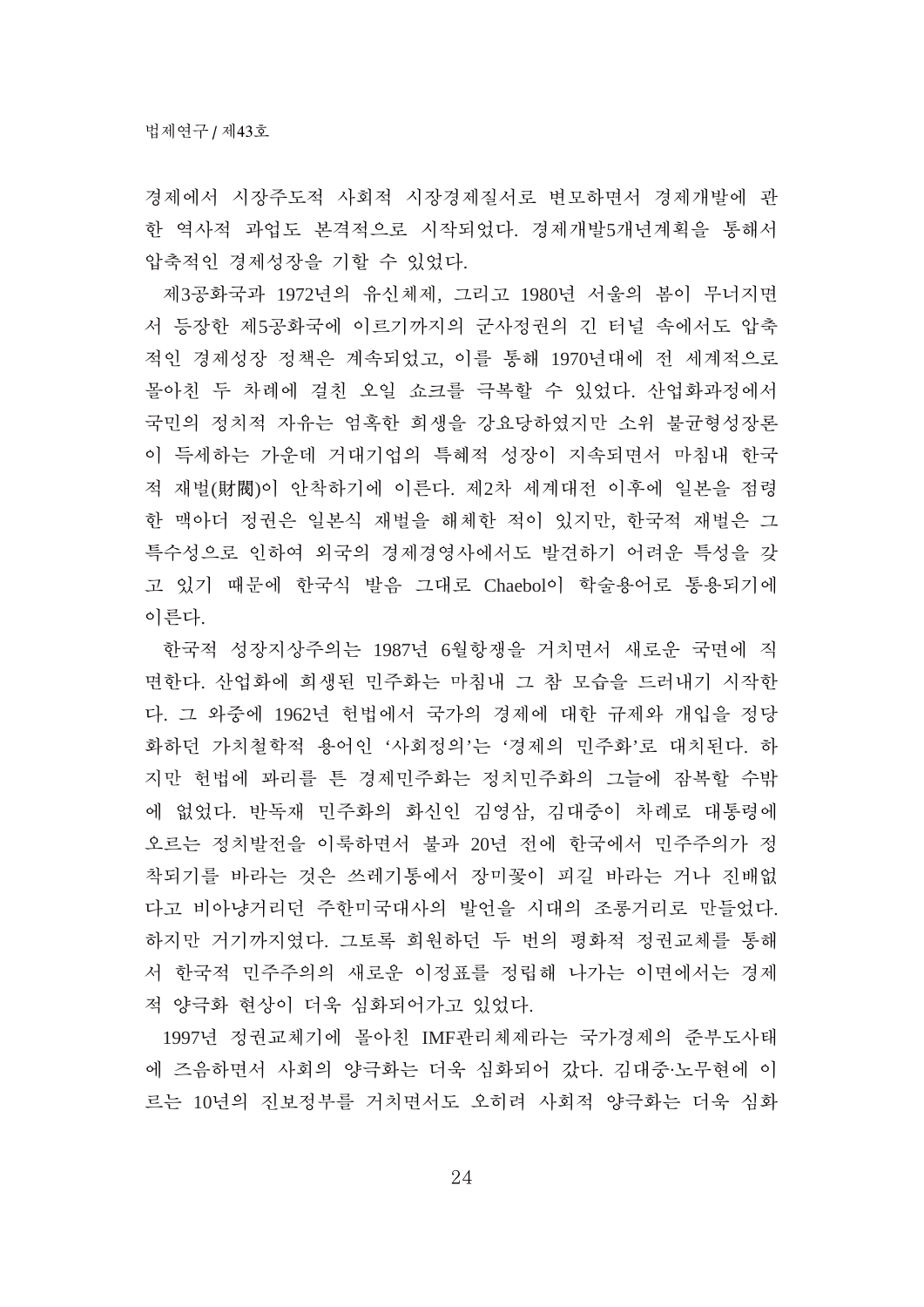경제에서 시장주도적 사회적 시장경제질서로 변모하면서 경제개발에 관한 역사적 과업도 본격적으로 시작되었다. 경제개발5개년계획을 통해서 압축적인 경제성장을 기할 수 있었다.

제3공화국과 1972년의 유신체제, 그리고 1980년 서울의 봄이 무너지면서 등장한 제5공화국에 이르기까지의 군사정권의 긴 터널 속에서도 압축적인 경제성장 정책은 계속되었고, 이를 통해 1970년대에 전 세계적으로 몰아친 두 차례에 걸친 오일 쇼크를 극복할 수 있었다. 산업화과정에서 국민의 정치적 자유는 엄혹한 희생을 강요당하였지만 소위 불균형성장론이 득세하는 가운데 거대기업의 특혜적 성장이 지속되면서 마침내 한국적 재벌(財閥)이 안착하기에 이른다. 제2차 세계대전 이후에 일본을 점령한 맥아더 정권은 일본식 재벌을 해체한 적이 있지만, 한국적 재벌은 그 특수성으로 인하여 외국의 경제경영사에서도 발견하기 어려운 특성을 갖고 있기 때문에 한국식 발음 그대로 Chaebol이 학술용어로 통용되기에 이른다.

한국적 성장지상주의는 1987년 6월항쟁을 거치면서 새로운 국면에 직면한다. 산업화에 희생된 민주화는 마침내 그 참 모습을 드러내기 시작한다. 그 와중에 1962년 헌법에서 국가의 경제에 대한 규제와 개입을 정당화하던 가치철학적 용어인 '사회정의'는 '경제의 민주화'로 대치된다. 하지만 헌법에 똬리를 튼 경제민주화는 정치민주화의 그늘에 잠복할 수밖에 없었다. 반독재 민주화의 화신인 김영삼, 김대중이 차례로 대통령에 오르는 정치발전을 이룩하면서 불과 20년 전에 한국에서 민주주의가 정착되기를 바라는 것은 쓰레기통에서 장미꽃이 피길 바라는 거나 진배없다고 비아냥거리던 주한미국대사의 발언을 시대의 조롱거리로 만들었다. 하지만 거기까지였다. 그토록 희원하던 두 번의 평화적 정권교체를 통해서 한국적 민주주의의 새로운 이정표를 정립해 나가는 이면에서는 경제적 양극화 현상이 더욱 심화되어가고 있었다.

1997년 정권교체기에 몰아친 IMF관리체제라는 국가경제의 준부도사태에 즈음하면서 사회의 양극화는 더욱 심화되어 갔다. 김대중·노무현에 이르는 10년의 진보정부를 거치면서도 오히려 사회적 양극화는 더욱 심화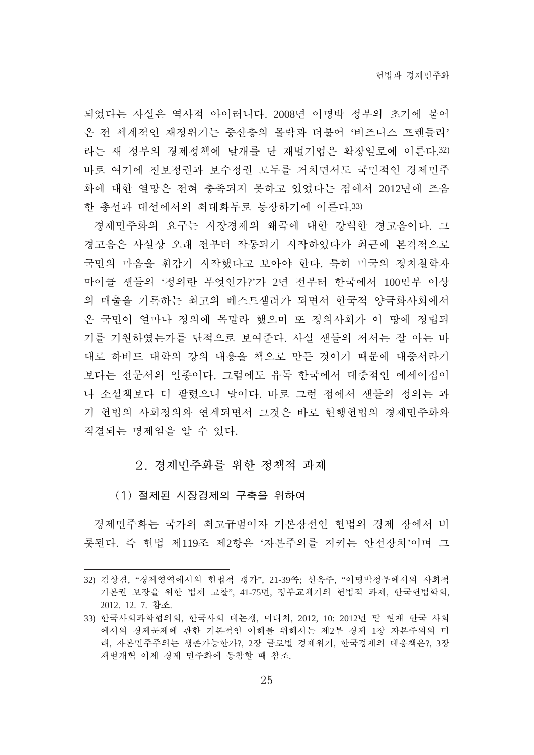되었다는 사실은 역사적 아이러니다. 2008년 이명박 정부의 초기에 불어온 전 세계적인 재정위기는 중산층의 몰락과 더불어 '비즈니스 프렌들리'라는 새 정부의 경제정책에 날개를 단 재벌기업은 확장일로에 이른다.[32] 바로 여기에 진보정권과 보수정권 모두를 거치면서도 국민적인 경제민주화에 대한 열망은 전혀 충족되지 못하고 있었다는 점에서 2012년에 즈음한 총선과 대선에서의 최대화두로 등장하기에 이른다.[33]

경제민주화의 요구는 시장경제의 왜곡에 대한 강력한 경고음이다. 그 경고음은 사실상 오래 전부터 작동되기 시작하였다가 최근에 본격적으로 국민의 마음을 휘감기 시작했다고 보아야 한다. 특히 미국의 정치철학자 마이클 샌들의 '정의란 무엇인가?'가 2년 전부터 한국에서 100만부 이상의 매출을 기록하는 최고의 베스트셀러가 되면서 한국적 양극화사회에서 온 국민이 얼마나 정의에 목말라 했으며 또 정의사회가 이 땅에 정립되기를 기원하였는가를 단적으로 보여준다. 사실 샌들의 저서는 잘 아는 바대로 하버드 대학의 강의 내용을 책으로 만든 것이기 때문에 대중서라기보다는 전문서의 일종이다. 그럼에도 유독 한국에서 대중적인 에세이집이나 소설책보다 더 팔렸으니 말이다. 바로 그런 점에서 샌들의 정의는 과거 헌법의 사회정의와 연계되면서 그것은 바로 현행헌법의 경제민주화와 직결되는 명제임을 알 수 있다.

## 2. 경제민주화를 위한 정책적 과제

### (1) 절제된 시장경제의 구축을 위하여

경제민주화는 국가의 최고규범이자 기본장전인 헌법의 경제 장에서 비롯된다. 즉 헌법 제119조 제2항은 '자본주의를 지키는 안전장치'이며 그

---

32) 김상겸, "경제영역에서의 헌법적 평가", 21-39쪽; 신옥주, "이명박정부에서의 사회적 기본권 보장을 위한 법제 고찰", 41-75면, 정부교체기의 헌법적 과제, 한국헌법학회, 2012. 12. 7. 참조.

33) 한국사회과학협의회, 한국사회 대논쟁, 미디치, 2012, 10: 2012년 말 현재 한국 사회에서의 경제문제에 관한 기본적인 이해를 위해서는 제2부 경제 1장 자본주의의 미래, 자본민주주의는 생존가능한가?, 2장 글로벌 경제위기, 한국경제의 대응책은?, 3장 재벌개혁 이제 경제 민주화에 동참할 때 참조.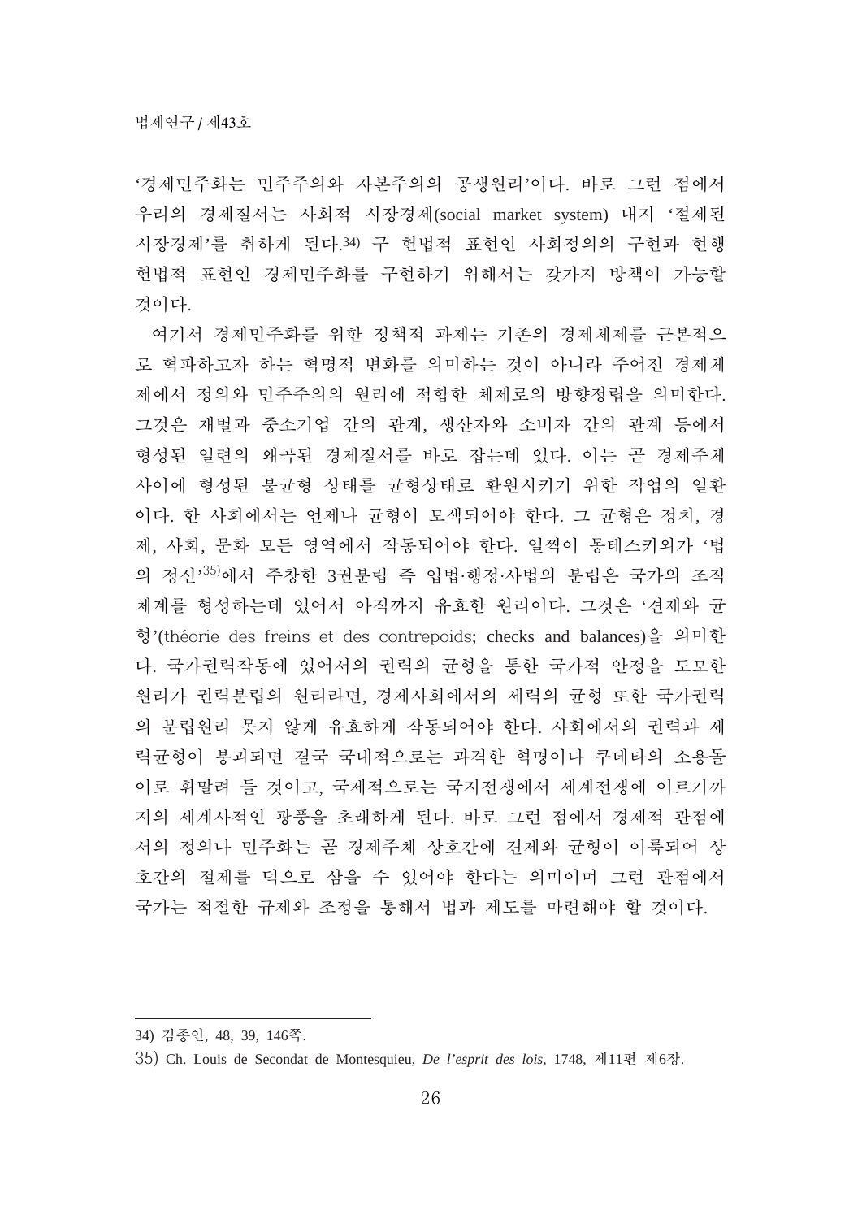'경제민주화는 민주주의와 자본주의의 공생원리'이다. 바로 그런 점에서 우리의 경제질서는 사회적 시장경제(social market system) 내지 '절제된 시장경제'를 취하게 된다.[34] 구 헌법적 표현인 사회정의의 구현과 현행 헌법적 표현인 경제민주화를 구현하기 위해서는 갖가지 방책이 가능할 것이다.

여기서 경제민주화를 위한 정책적 과제는 기존의 경제체제를 근본적으로 혁파하고자 하는 혁명적 변화를 의미하는 것이 아니라 주어진 경제체제에서 정의와 민주주의의 원리에 적합한 체제로의 방향정립을 의미한다. 그것은 재벌과 중소기업 간의 관계, 생산자와 소비자 간의 관계 등에서 형성된 일련의 왜곡된 경제질서를 바로 잡는데 있다. 이는 곧 경제주체 사이에 형성된 불균형 상태를 균형상태로 환원시키기 위한 작업의 일환이다. 한 사회에서는 언제나 균형이 모색되어야 한다. 그 균형은 정치, 경제, 사회, 문화 모든 영역에서 작동되어야 한다. 일찍이 몽테스키외가 '법의 정신'[35]에서 주창한 3권분립 즉 입법·행정·사법의 분립은 국가의 조직체계를 형성하는데 있어서 아직까지 유효한 원리이다. 그것은 '견제와 균형'(théorie des freins et des contrepoids; checks and balances)을 의미한다. 국가권력작동에 있어서의 권력의 균형을 통한 국가적 안정을 도모한 원리가 권력분립의 원리라면, 경제사회에서의 세력의 균형 또한 국가권력의 분립원리 못지 않게 유효하게 작동되어야 한다. 사회에서의 권력과 세력균형이 붕괴되면 결국 국내적으로는 과격한 혁명이나 쿠데타의 소용돌이로 휘말려 들 것이고, 국제적으로는 국지전쟁에서 세계전쟁에 이르기까지의 세계사적인 광풍을 초래하게 된다. 바로 그런 점에서 경제적 관점에서의 정의나 민주화는 곧 경제주체 상호간에 견제와 균형이 이룩되어 상호간의 절제를 덕으로 삼을 수 있어야 한다는 의미이며 그런 관점에서 국가는 적절한 규제와 조정을 통해서 법과 제도를 마련해야 할 것이다.

---

34) 김종인, 48, 39, 146쪽.

35) Ch. Louis de Secondat de Montesquieu, *De l'esprit des lois*, 1748, 제11편 제6장.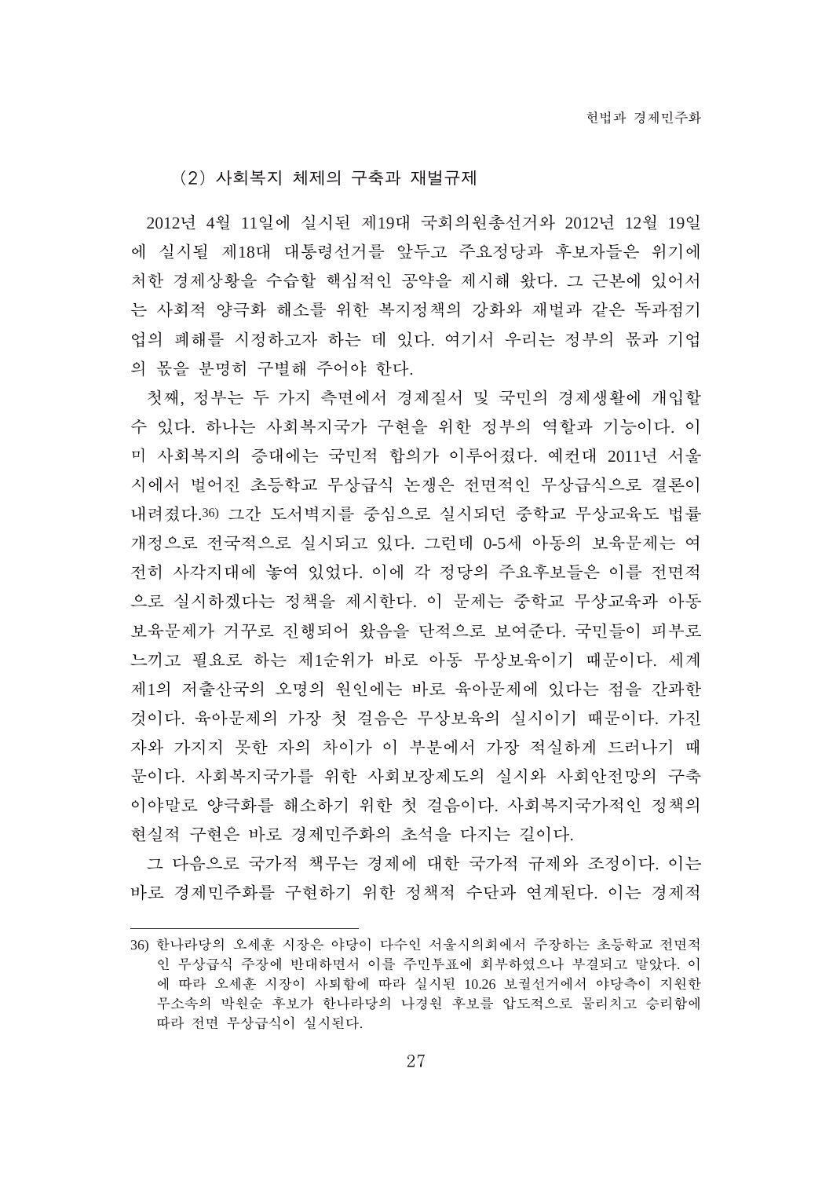### (2) 사회복지 체제의 구축과 재벌규제

2012년 4월 11일에 실시된 제19대 국회의원총선거와 2012년 12월 19일에 실시될 제18대 대통령선거를 앞두고 주요정당과 후보자들은 위기에 처한 경제상황을 수습할 핵심적인 공약을 제시해 왔다. 그 근본에 있어서는 사회적 양극화 해소를 위한 복지정책의 강화와 재벌과 같은 독과점기업의 폐해를 시정하고자 하는 데 있다. 여기서 우리는 정부의 몫과 기업의 몫을 분명히 구별해 주어야 한다.

첫째, 정부는 두 가지 측면에서 경제질서 및 국민의 경제생활에 개입할 수 있다. 하나는 사회복지국가 구현을 위한 정부의 역할과 기능이다. 이미 사회복지의 증대에는 국민적 합의가 이루어졌다. 예컨대 2011년 서울시에서 벌어진 초등학교 무상급식 논쟁은 전면적인 무상급식으로 결론이 내려졌다.[36] 그간 도서벽지를 중심으로 실시되던 중학교 무상교육도 법률개정으로 전국적으로 실시되고 있다. 그런데 0-5세 아동의 보육문제는 여전히 사각지대에 놓여 있었다. 이에 각 정당의 주요후보들은 이를 전면적으로 실시하겠다는 정책을 제시한다. 이 문제는 중학교 무상교육과 아동보육문제가 거꾸로 진행되어 왔음을 단적으로 보여준다. 국민들이 피부로 느끼고 필요로 하는 제1순위가 바로 아동 무상보육이기 때문이다. 세계 제1의 저출산국의 오명의 원인에는 바로 육아문제에 있다는 점을 간과한 것이다. 육아문제의 가장 첫 걸음은 무상보육의 실시이기 때문이다. 가진 자와 가지지 못한 자의 차이가 이 부분에서 가장 적실하게 드러나기 때문이다. 사회복지국가를 위한 사회보장제도의 실시와 사회안전망의 구축이야말로 양극화를 해소하기 위한 첫 걸음이다. 사회복지국가적인 정책의 현실적 구현은 바로 경제민주화의 초석을 다지는 길이다.

그 다음으로 국가적 책무는 경제에 대한 국가적 규제와 조정이다. 이는 바로 경제민주화를 구현하기 위한 정책적 수단과 연계된다. 이는 경제적

---

36) 한나라당의 오세훈 시장은 야당이 다수인 서울시의회에서 주장하는 초등학교 전면적인 무상급식 주장에 반대하면서 이를 주민투표에 회부하였으나 부결되고 말았다. 이에 따라 오세훈 시장이 사퇴함에 따라 실시된 10.26 보궐선거에서 야당측이 지원한 무소속의 박원순 후보가 한나라당의 나경원 후보를 압도적으로 물리치고 승리함에 따라 전면 무상급식이 실시된다.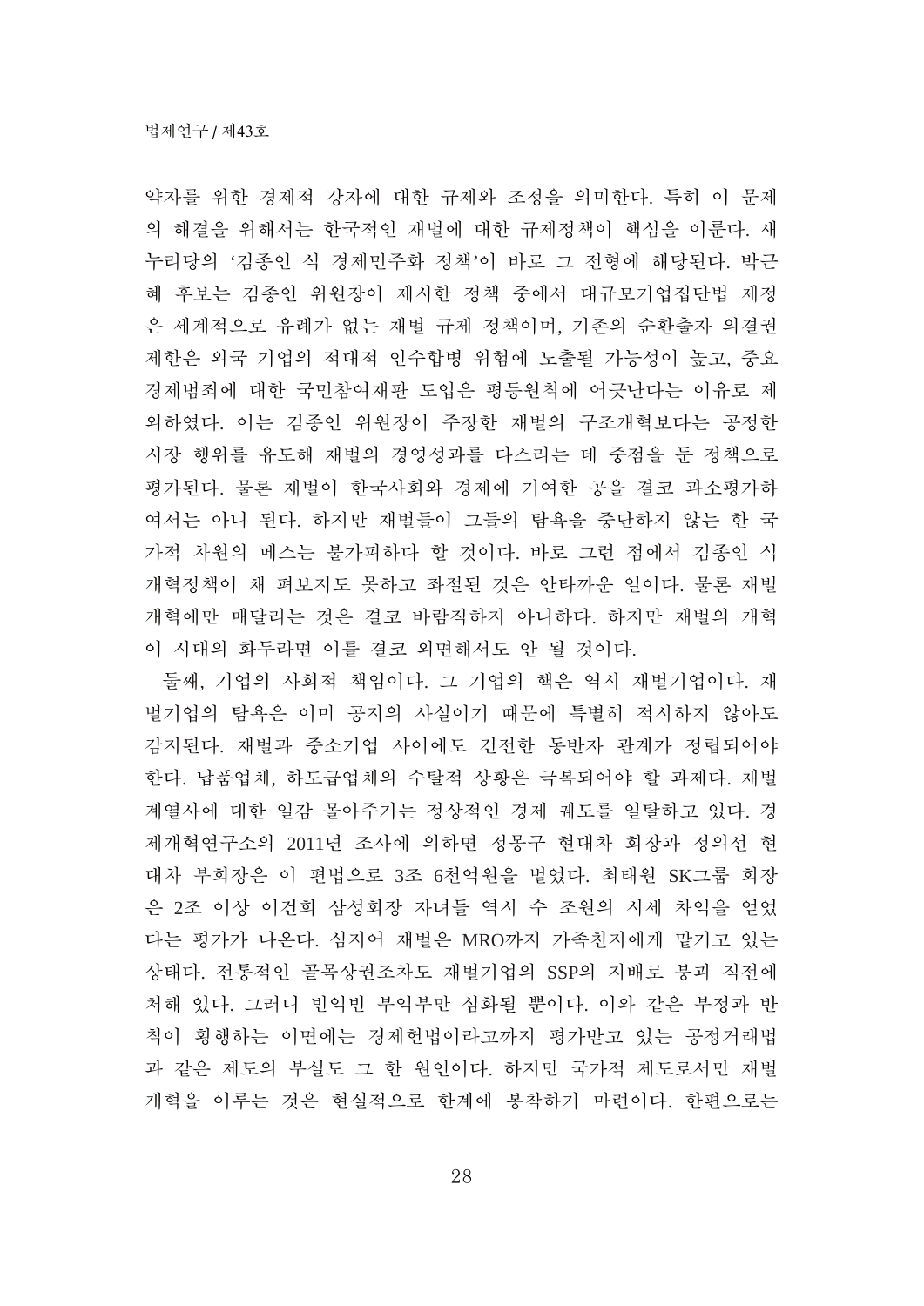약자를 위한 경제적 강자에 대한 규제와 조정을 의미한다. 특히 이 문제의 해결을 위해서는 한국적인 재벌에 대한 규제정책이 핵심을 이룬다. 새누리당의 '김종인 식 경제민주화 정책'이 바로 그 전형에 해당된다. 박근혜 후보는 김종인 위원장이 제시한 정책 중에서 대규모기업집단법 제정은 세계적으로 유례가 없는 재벌 규제 정책이며, 기존의 순환출자 의결권 제한은 외국 기업의 적대적 인수합병 위협에 노출될 가능성이 높고, 중요 경제범죄에 대한 국민참여재판 도입은 평등원칙에 어긋난다는 이유로 제외하였다. 이는 김종인 위원장이 주장한 재벌의 구조개혁보다는 공정한 시장 행위를 유도해 재벌의 경영성과를 다스리는 데 중점을 둔 정책으로 평가된다. 물론 재벌이 한국사회와 경제에 기여한 공을 결코 과소평가하여서는 아니 된다. 하지만 재벌들이 그들의 탐욕을 중단하지 않는 한 국가적 차원의 메스는 불가피하다 할 것이다. 바로 그런 점에서 김종인 식 개혁정책이 채 펴보지도 못하고 좌절된 것은 안타까운 일이다. 물론 재벌개혁에만 매달리는 것은 결코 바람직하지 아니하다. 하지만 재벌의 개혁이 시대의 화두라면 이를 결코 외면해서도 안 될 것이다.

둘째, 기업의 사회적 책임이다. 그 기업의 핵은 역시 재벌기업이다. 재벌기업의 탐욕은 이미 공지의 사실이기 때문에 특별히 적시하지 않아도 감지된다. 재벌과 중소기업 사이에도 건전한 동반자 관계가 정립되어야 한다. 납품업체, 하도급업체의 수탈적 상황은 극복되어야 할 과제다. 재벌계열사에 대한 일감 몰아주기는 정상적인 경제 궤도를 일탈하고 있다. 경제개혁연구소의 2011년 조사에 의하면 정몽구 현대차 회장과 정의선 현대차 부회장은 이 편법으로 3조 6천억원을 벌었다. 최태원 SK그룹 회장은 2조 이상 이건희 삼성회장 자녀들 역시 수 조원의 시세 차익을 얻었다는 평가가 나온다. 심지어 재벌은 MRO까지 가족친지에게 맡기고 있는 상태다. 전통적인 골목상권조차도 재벌기업의 SSP의 지배로 붕괴 직전에 처해 있다. 그러니 빈익빈 부익부만 심화될 뿐이다. 이와 같은 부정과 반칙이 횡행하는 이면에는 경제헌법이라고까지 평가받고 있는 공정거래법과 같은 제도의 부실도 그 한 원인이다. 하지만 국가적 제도로서만 재벌개혁을 이루는 것은 현실적으로 한계에 봉착하기 마련이다. 한편으로는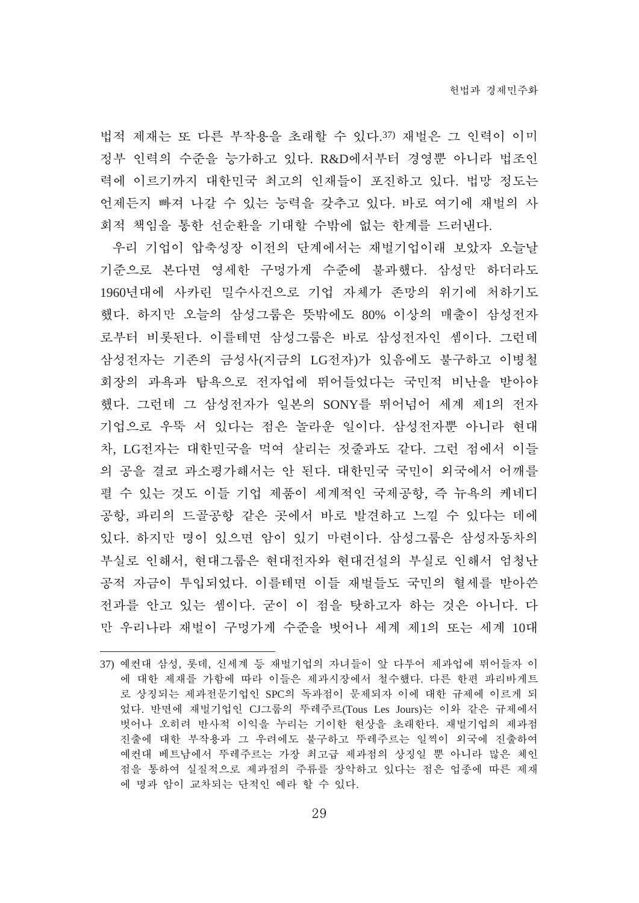법적 제재는 또 다른 부작용을 초래할 수 있다.[37] 재벌은 그 인력이 이미 정부 인력의 수준을 능가하고 있다. R&D에서부터 경영뿐 아니라 법조인력에 이르기까지 대한민국 최고의 인재들이 포진하고 있다. 법망 정도는 언제든지 빠져 나갈 수 있는 능력을 갖추고 있다. 바로 여기에 재벌의 사회적 책임을 통한 선순환을 기대할 수밖에 없는 한계를 드러낸다.

우리 기업이 압축성장 이전의 단계에서는 재벌기업이래 보았자 오늘날 기준으로 본다면 영세한 구멍가게 수준에 불과했다. 삼성만 하더라도 1960년대에 사카린 밀수사건으로 기업 자체가 존망의 위기에 처하기도 했다. 하지만 오늘의 삼성그룹은 뜻밖에도 80% 이상의 매출이 삼성전자로부터 비롯된다. 이를테면 삼성그룹은 바로 삼성전자인 셈이다. 그런데 삼성전자는 기존의 금성사(지금의 LG전자)가 있음에도 불구하고 이병철 회장의 과욕과 탐욕으로 전자업에 뛰어들었다는 국민적 비난을 받아야 했다. 그런데 그 삼성전자가 일본의 SONY를 뛰어넘어 세계 제1의 전자기업으로 우뚝 서 있다는 점은 놀라운 일이다. 삼성전자뿐 아니라 현대차, LG전자는 대한민국을 먹여 살리는 젖줄과도 같다. 그런 점에서 이들의 공을 결코 과소평가해서는 안 된다. 대한민국 국민이 외국에서 어깨를 펼 수 있는 것도 이들 기업 제품이 세계적인 국제공항, 즉 뉴욕의 케네디 공항, 파리의 드골공항 같은 곳에서 바로 발견하고 느낄 수 있다는 데에 있다. 하지만 명이 있으면 암이 있기 마련이다. 삼성그룹은 삼성자동차의 부실로 인해서, 현대그룹은 현대전자와 현대건설의 부실로 인해서 엄청난 공적 자금이 투입되었다. 이를테면 이들 재벌들도 국민의 혈세를 받아쓴 전과를 안고 있는 셈이다. 굳이 이 점을 탓하고자 하는 것은 아니다. 다만 우리나라 재벌이 구멍가게 수준을 벗어나 세계 제1의 또는 세계 10대

---

[37] 예컨대 삼성, 롯데, 신세계 등 재벌기업의 자녀들이 앞 다투어 제과업에 뛰어들자 이에 대한 제재를 가함에 따라 이들은 제과시장에서 철수했다. 다른 한편 파리바게트로 상징되는 제과전문기업인 SPC의 독과점이 문제되자 이에 대한 규제에 이르게 되었다. 반면에 재벌기업인 CJ그룹의 뚜레주르(Tous Les Jours)는 이와 같은 규제에서 벗어나 오히려 반사적 이익을 누리는 기이한 현상을 초래한다. 재벌기업의 제과점 진출에 대한 부작용과 그 우려에도 불구하고 뚜레주르는 일찍이 외국에 진출하여 예컨대 베트남에서 뚜레주르는 가장 최고급 제과점의 상징일 뿐 아니라 많은 체인점을 통하여 실질적으로 제과점의 주류를 장악하고 있다는 점은 업종에 따른 제재에 명과 암이 교차되는 단적인 예라 할 수 있다.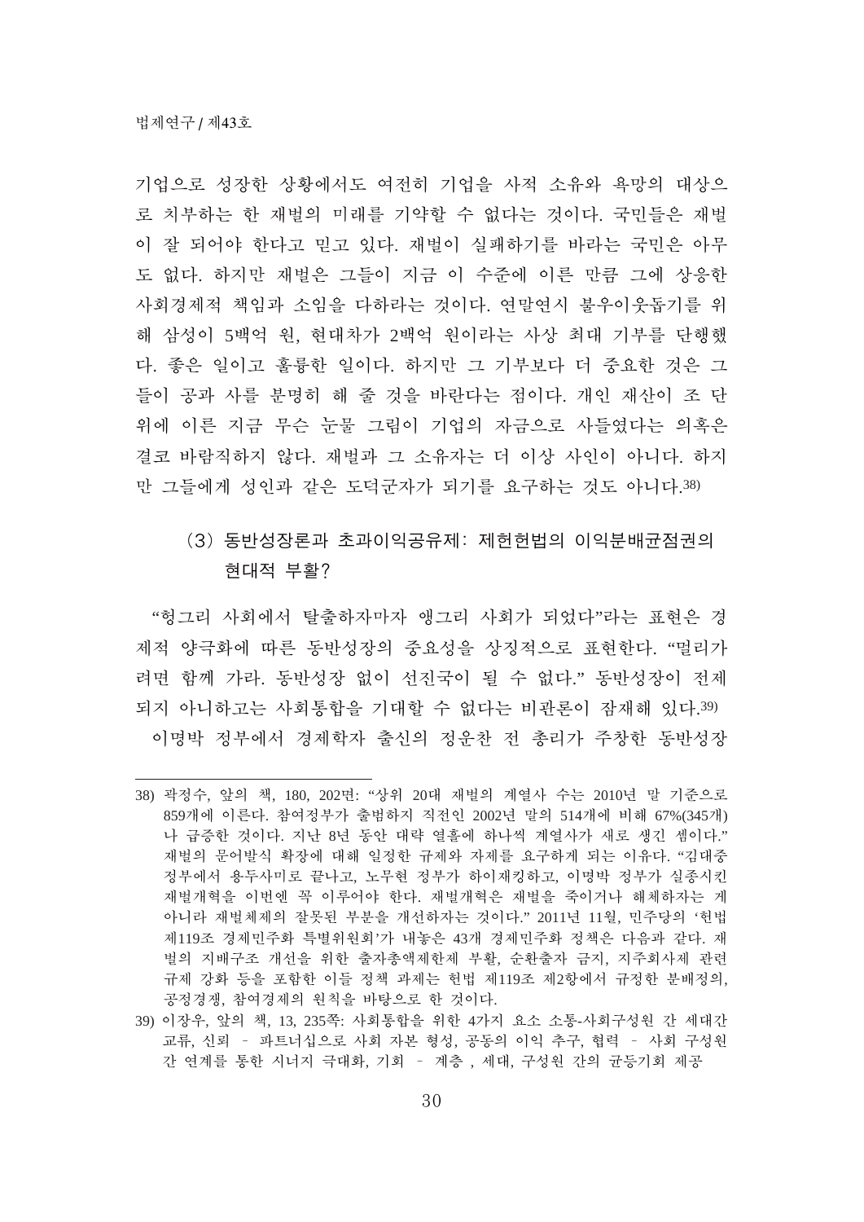기업으로 성장한 상황에서도 여전히 기업을 사적 소유와 욕망의 대상으로 치부하는 한 재벌의 미래를 기약할 수 없다는 것이다. 국민들은 재벌이 잘 되어야 한다고 믿고 있다. 재벌이 실패하기를 바라는 국민은 아무도 없다. 하지만 재벌은 그들이 지금 이 수준에 이른 만큼 그에 상응한 사회경제적 책임과 소임을 다하라는 것이다. 연말연시 불우이웃돕기를 위해 삼성이 5백억 원, 현대차가 2백억 원이라는 사상 최대 기부를 단행했다. 좋은 일이고 훌륭한 일이다. 하지만 그 기부보다 더 중요한 것은 그들이 공과 사를 분명히 해 줄 것을 바란다는 점이다. 개인 재산이 조 단위에 이른 지금 무슨 눈물 그림이 기업의 자금으로 사들였다는 의혹은 결코 바람직하지 않다. 재벌과 그 소유자는 더 이상 사인이 아니다. 하지만 그들에게 성인과 같은 도덕군자가 되기를 요구하는 것도 아니다.[38)]

### (3) 동반성장론과 초과이익공유제: 제헌헌법의 이익분배균점권의 현대적 부활?

"헝그리 사회에서 탈출하자마자 앵그리 사회가 되었다"라는 표현은 경제적 양극화에 따른 동반성장의 중요성을 상징적으로 표현한다. "멀리가려면 함께 가라. 동반성장 없이 선진국이 될 수 없다." 동반성장이 전제되지 아니하고는 사회통합을 기대할 수 없다는 비관론이 잠재해 있다.[39)]

이명박 정부에서 경제학자 출신의 정운찬 전 총리가 주창한 동반성장

---

38) 곽정수, 앞의 책, 180, 202면: "상위 20대 재벌의 계열사 수는 2010년 말 기준으로 859개에 이른다. 참여정부가 출범하지 직전인 2002년 말의 514개에 비해 67%(345개)나 급증한 것이다. 지난 8년 동안 대략 열흘에 하나씩 계열사가 새로 생긴 셈이다." 재벌의 문어발식 확장에 대해 일정한 규제와 자제를 요구하게 되는 이유다. "김대중 정부에서 용두사미로 끝나고, 노무현 정부가 하이재킹하고, 이명박 정부가 실종시킨 재벌개혁을 이번엔 꼭 이루어야 한다. 재벌개혁은 재벌을 죽이거나 해체하자는 게 아니라 재벌체제의 잘못된 부분을 개선하자는 것이다." 2011년 11월, 민주당의 '헌법 제119조 경제민주화 특별위원회'가 내놓은 43개 경제민주화 정책은 다음과 같다. 재벌의 지배구조 개선을 위한 출자총액제한제 부활, 순환출자 금지, 지주회사제 관련 규제 강화 등을 포함한 이들 정책 과제는 헌법 제119조 제2항에서 규정한 분배정의, 공정경쟁, 참여경제의 원칙을 바탕으로 한 것이다.

39) 이장우, 앞의 책, 13, 235쪽: 사회통합을 위한 4가지 요소 소통-사회구성원 간 세대간 교류, 신뢰 – 파트너십으로 사회 자본 형성, 공동의 이익 추구, 협력 – 사회 구성원 간 연계를 통한 시너지 극대화, 기회 – 계층 , 세대, 구성원 간의 균등기회 제공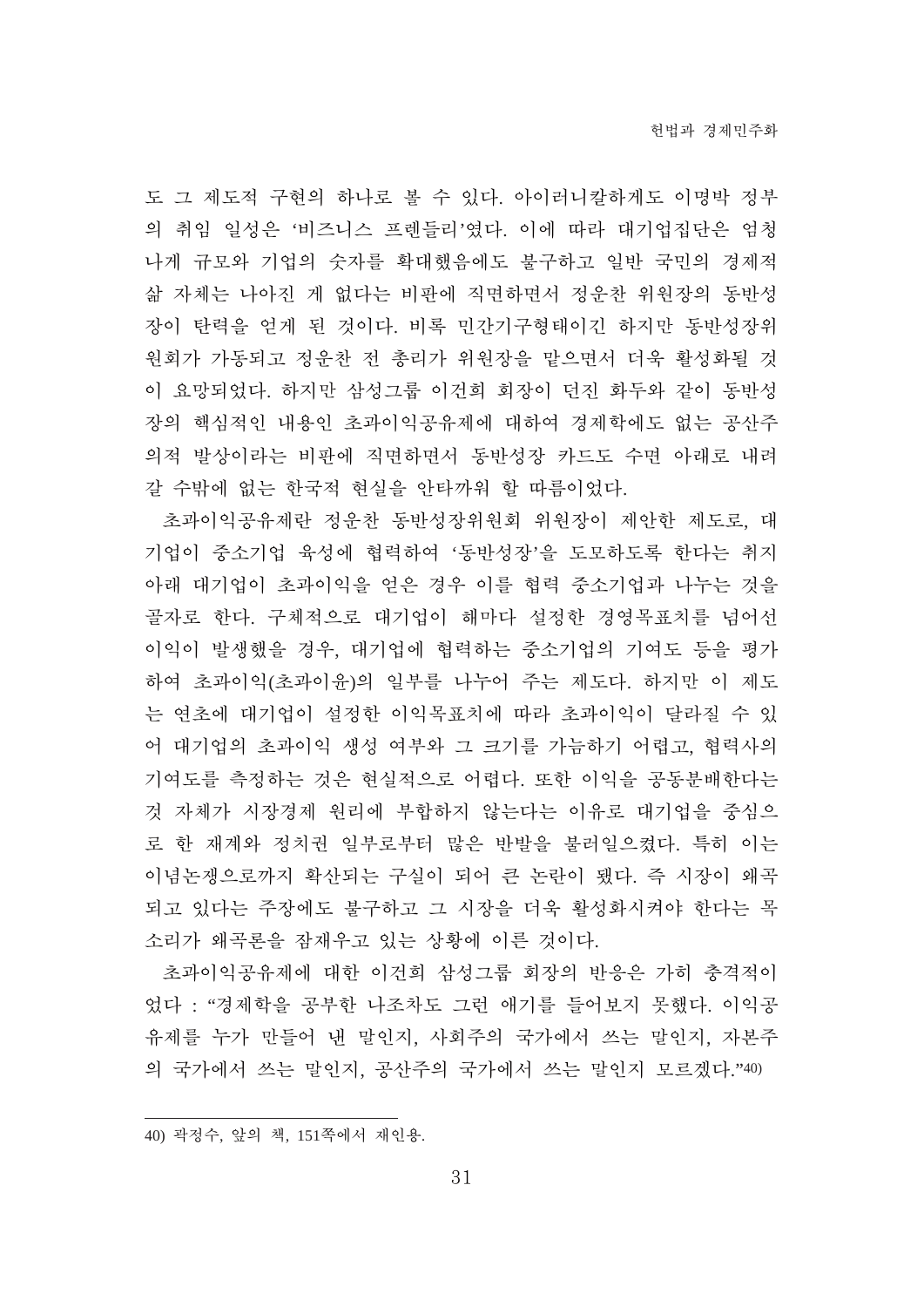도 그 제도적 구현의 하나로 볼 수 있다. 아이러니컬하게도 이명박 정부의 취임 일성은 '비즈니스 프렌들리'였다. 이에 따라 대기업집단은 엄청나게 규모와 기업의 숫자를 확대했음에도 불구하고 일반 국민의 경제적 삶 자체는 나아진 게 없다는 비판에 직면하면서 정운찬 위원장의 동반성장이 탄력을 얻게 된 것이다. 비록 민간기구형태이긴 하지만 동반성장위원회가 가동되고 정운찬 전 총리가 위원장을 맡으면서 더욱 활성화될 것이 요망되었다. 하지만 삼성그룹 이건희 회장이 던진 화두와 같이 동반성장의 핵심적인 내용인 초과이익공유제에 대하여 경제학에도 없는 공산주의적 발상이라는 비판에 직면하면서 동반성장 카드도 수면 아래로 내려갈 수밖에 없는 한국적 현실을 안타까워 할 따름이었다.

초과이익공유제란 정운찬 동반성장위원회 위원장이 제안한 제도로, 대기업이 중소기업 육성에 협력하여 '동반성장'을 도모하도록 한다는 취지 아래 대기업이 초과이익을 얻은 경우 이를 협력 중소기업과 나누는 것을 골자로 한다. 구체적으로 대기업이 해마다 설정한 경영목표치를 넘어선 이익이 발생했을 경우, 대기업에 협력하는 중소기업의 기여도 등을 평가하여 초과이익(초과이윤)의 일부를 나누어 주는 제도다. 하지만 이 제도는 연초에 대기업이 설정한 이익목표치에 따라 초과이익이 달라질 수 있어 대기업의 초과이익 생성 여부와 그 크기를 가늠하기 어렵고, 협력사의 기여도를 측정하는 것은 현실적으로 어렵다. 또한 이익을 공동분배한다는 것 자체가 시장경제 원리에 부합하지 않는다는 이유로 대기업을 중심으로 한 재계와 정치권 일부로부터 많은 반발을 불러일으켰다. 특히 이는 이념논쟁으로까지 확산되는 구실이 되어 큰 논란이 됐다. 즉 시장이 왜곡되고 있다는 주장에도 불구하고 그 시장을 더욱 활성화시켜야 한다는 목소리가 왜곡론을 잠재우고 있는 상황에 이른 것이다.

초과이익공유제에 대한 이건희 삼성그룹 회장의 반응은 가히 충격적이었다 : "경제학을 공부한 나조차도 그런 얘기를 들어보지 못했다. 이익공유제를 누가 만들어 낸 말인지, 사회주의 국가에서 쓰는 말인지, 자본주의 국가에서 쓰는 말인지, 공산주의 국가에서 쓰는 말인지 모르겠다."[40]

---

40) 곽정수, 앞의 책, 151쪽에서 재인용.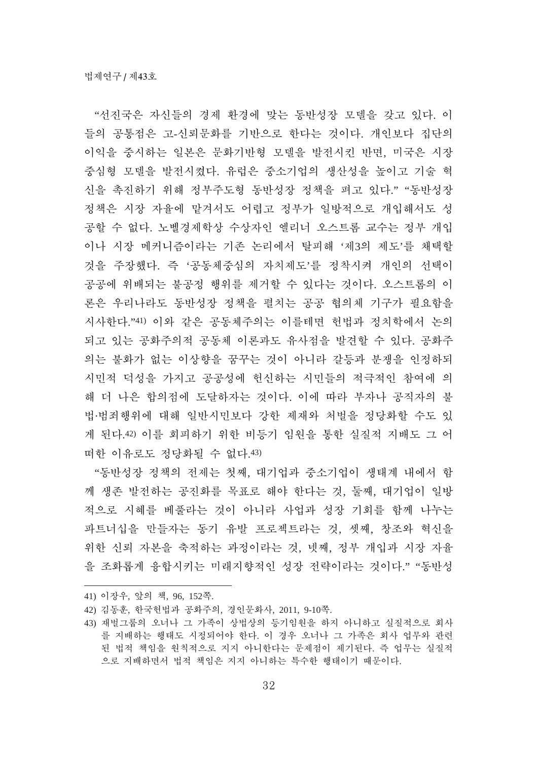"선진국은 자신들의 경제 환경에 맞는 동반성장 모델을 갖고 있다. 이들의 공통점은 고-신뢰문화를 기반으로 한다는 것이다. 개인보다 집단의 이익을 중시하는 일본은 문화기반형 모델을 발전시킨 반면, 미국은 시장중심형 모델을 발전시켰다. 유럽은 중소기업의 생산성을 높이고 기술 혁신을 촉진하기 위해 정부주도형 동반성장 정책을 펴고 있다." "동반성장 정책은 시장 자율에 맡겨서도 어렵고 정부가 일방적으로 개입해서도 성공할 수 없다. 노벨경제학상 수상자인 엘리너 오스트롬 교수는 정부 개입이나 시장 메커니즘이라는 기존 논리에서 탈피해 '제3의 제도'를 채택할 것을 주장했다. 즉 '공동체중심의 자치제도'를 정착시켜 개인의 선택이 공공에 위배되는 불공정 행위를 제거할 수 있다는 것이다. 오스트롬의 이론은 우리나라도 동반성장 정책을 펼치는 공공 협의체 기구가 필요함을 시사한다."[41] 이와 같은 공동체주의는 이를테면 헌법과 정치학에서 논의되고 있는 공화주의적 공동체 이론과도 유사점을 발견할 수 있다. 공화주의는 불화가 없는 이상향을 꿈꾸는 것이 아니라 갈등과 분쟁을 인정하되 시민적 덕성을 가지고 공공성에 헌신하는 시민들의 적극적인 참여에 의해 더 나은 합의점에 도달하자는 것이다. 이에 따라 부자나 공직자의 불법·범죄행위에 대해 일반시민보다 강한 제재와 처벌을 정당화할 수도 있게 된다.[42] 이를 회피하기 위한 비등기 임원을 통한 실질적 지배도 그 어떠한 이유로도 정당화될 수 없다.[43]

"동반성장 정책의 전제는 첫째, 대기업과 중소기업이 생태계 내에서 함께 생존 발전하는 공진화를 목표로 해야 한다는 것, 둘째, 대기업이 일방적으로 시혜를 베풀라는 것이 아니라 사업과 성장 기회를 함께 나누는 파트너십을 만들자는 동기 유발 프로젝트라는 것, 셋째, 창조와 혁신을 위한 신뢰 자본을 축적하는 과정이라는 것, 넷째, 정부 개입과 시장 자율을 조화롭게 융합시키는 미래지향적인 성장 전략이라는 것이다." "동반성

---

41) 이장우, 앞의 책, 96, 152쪽.

42) 김동훈, 한국헌법과 공화주의, 경인문화사, 2011, 9-10쪽.

43) 재벌그룹의 오너나 그 가족이 상법상의 등기임원을 하지 아니하고 실질적으로 회사를 지배하는 행태도 시정되어야 한다. 이 경우 오너나 그 가족은 회사 업무와 관련된 법적 책임을 원칙적으로 지지 아니한다는 문제점이 제기된다. 즉 업무는 실질적으로 지배하면서 법적 책임은 지지 아니하는 특수한 행태이기 때문이다.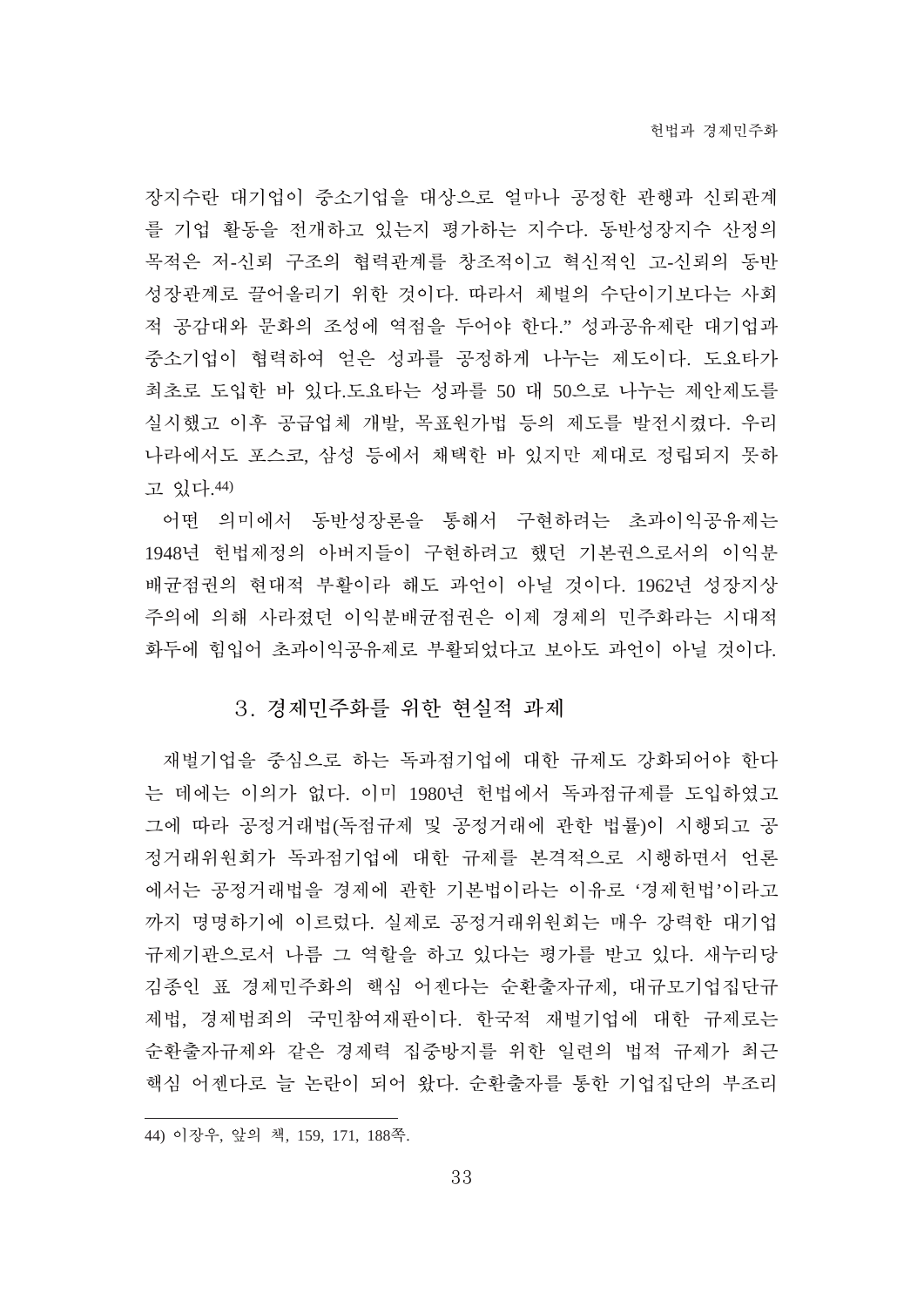장지수란 대기업이 중소기업을 대상으로 얼마나 공정한 관행과 신뢰관계를 기업 활동을 전개하고 있는지 평가하는 지수다. 동반성장지수 산정의 목적은 저-신뢰 구조의 협력관계를 창조적이고 혁신적인 고-신뢰의 동반성장관계로 끌어올리기 위한 것이다. 따라서 체벌의 수단이기보다는 사회적 공감대와 문화의 조성에 역점을 두어야 한다.” 성과공유제란 대기업과 중소기업이 협력하여 얻은 성과를 공정하게 나누는 제도이다. 도요타가 최초로 도입한 바 있다.도요타는 성과를 50 대 50으로 나누는 제안제도를 실시했고 이후 공급업체 개발, 목표원가법 등의 제도를 발전시켰다. 우리나라에서도 포스코, 삼성 등에서 채택한 바 있지만 제대로 정립되지 못하고 있다.[44]

어떤 의미에서 동반성장론을 통해서 구현하려는 초과이익공유제는 1948년 헌법제정의 아버지들이 구현하려고 했던 기본권으로서의 이익분배균점권의 현대적 부활이라 해도 과언이 아닐 것이다. 1962년 성장지상주의에 의해 사라졌던 이익분배균점권은 이제 경제의 민주화라는 시대적 화두에 힘입어 초과이익공유제로 부활되었다고 보아도 과언이 아닐 것이다.

## 3. 경제민주화를 위한 현실적 과제

재벌기업을 중심으로 하는 독과점기업에 대한 규제도 강화되어야 한다는 데에는 이의가 없다. 이미 1980년 헌법에서 독과점규제를 도입하였고 그에 따라 공정거래법(독점규제 및 공정거래에 관한 법률)이 시행되고 공정거래위원회가 독과점기업에 대한 규제를 본격적으로 시행하면서 언론에서는 공정거래법을 경제에 관한 기본법이라는 이유로 ‘경제헌법’이라고까지 명명하기에 이르렀다. 실제로 공정거래위원회는 매우 강력한 대기업 규제기관으로서 나름 그 역할을 하고 있다는 평가를 받고 있다. 새누리당 김종인 표 경제민주화의 핵심 어젠다는 순환출자규제, 대규모기업집단규제법, 경제범죄의 국민참여재판이다. 한국적 재벌기업에 대한 규제로는 순환출자규제와 같은 경제력 집중방지를 위한 일련의 법적 규제가 최근 핵심 어젠다로 늘 논란이 되어 왔다. 순환출자를 통한 기업집단의 부조리

---

44) 이장우, 앞의 책, 159, 171, 188쪽.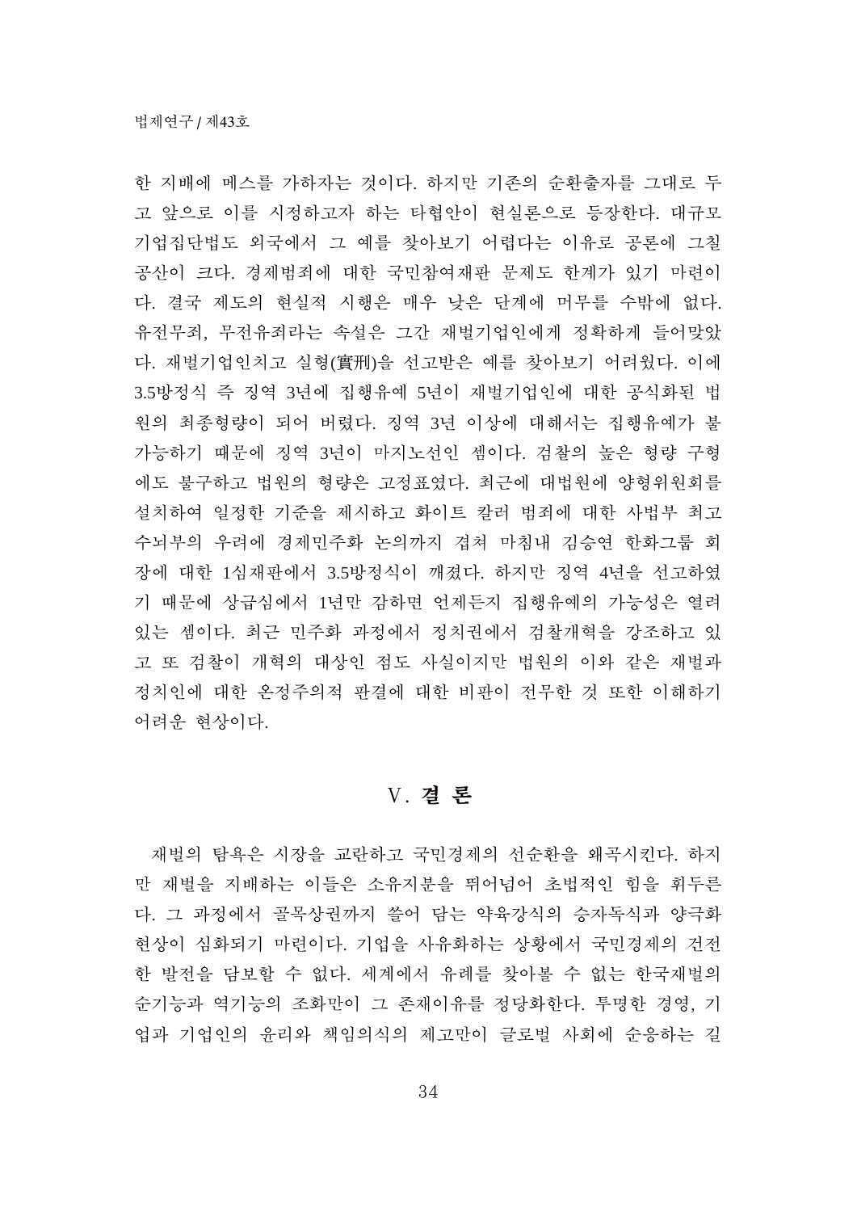한 지배에 메스를 가하자는 것이다. 하지만 기존의 순환출자를 그대로 두고 앞으로 이를 시정하고자 하는 타협안이 현실론으로 등장한다. 대규모기업집단법도 외국에서 그 예를 찾아보기 어렵다는 이유로 공론에 그칠 공산이 크다. 경제범죄에 대한 국민참여재판 문제도 한계가 있기 마련이다. 결국 제도의 현실적 시행은 매우 낮은 단계에 머무를 수밖에 없다. 유전무죄, 무전유죄라는 속설은 그간 재벌기업인에게 정확하게 들어맞았다. 재벌기업인치고 실형(實刑)을 선고받은 예를 찾아보기 어려웠다. 이에 3.5방정식 즉 징역 3년에 집행유예 5년이 재벌기업인에 대한 공식화된 법원의 최종형량이 되어 버렸다. 징역 3년 이상에 대해서는 집행유예가 불가능하기 때문에 징역 3년이 마지노선인 셈이다. 검찰의 높은 형량 구형에도 불구하고 법원의 형량은 고정표였다. 최근에 대법원에 양형위원회를 설치하여 일정한 기준을 제시하고 화이트 칼러 범죄에 대한 사법부 최고수뇌부의 우려에 경제민주화 논의까지 겹쳐 마침내 김승연 한화그룹 회장에 대한 1심재판에서 3.5방정식이 깨졌다. 하지만 징역 4년을 선고하였기 때문에 상급심에서 1년만 감하면 언제든지 집행유예의 가능성은 열려 있는 셈이다. 최근 민주화 과정에서 정치권에서 검찰개혁을 강조하고 있고 또 검찰이 개혁의 대상인 점도 사실이지만 법원의 이와 같은 재벌과 정치인에 대한 온정주의적 판결에 대한 비판이 전무한 것 또한 이해하기 어려운 현상이다.

## Ⅴ. 결 론

재벌의 탐욕은 시장을 교란하고 국민경제의 선순환을 왜곡시킨다. 하지만 재벌을 지배하는 이들은 소유지분을 뛰어넘어 초법적인 힘을 휘두른다. 그 과정에서 골목상권까지 쓸어 담는 약육강식의 승자독식과 양극화 현상이 심화되기 마련이다. 기업을 사유화하는 상황에서 국민경제의 건전한 발전을 담보할 수 없다. 세계에서 유례를 찾아볼 수 없는 한국재벌의 순기능과 역기능의 조화만이 그 존재이유를 정당화한다. 투명한 경영, 기업과 기업인의 윤리와 책임의식의 제고만이 글로벌 사회에 순응하는 길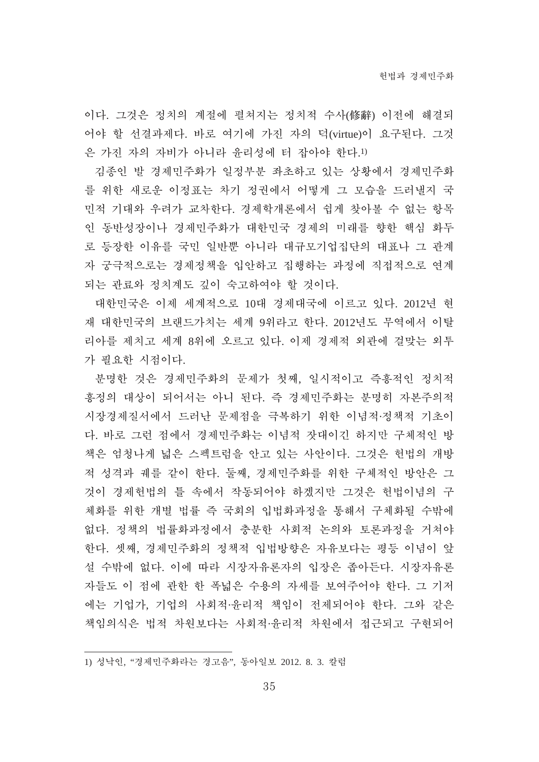이다. 그것은 정치의 계절에 펼쳐지는 정치적 수사(修辭) 이전에 해결되어야 할 선결과제다. 바로 여기에 가진 자의 덕(virtue)이 요구된다. 그것은 가진 자의 자비가 아니라 윤리성에 터 잡아야 한다.[1)]

김종인 발 경제민주화가 일정부분 좌초하고 있는 상황에서 경제민주화를 위한 새로운 이정표는 차기 정권에서 어떻게 그 모습을 드러낼지 국민적 기대와 우려가 교차한다. 경제학개론에서 쉽게 찾아볼 수 없는 항목인 동반성장이나 경제민주화가 대한민국 경제의 미래를 향한 핵심 화두로 등장한 이유를 국민 일반뿐 아니라 대규모기업집단의 대표나 그 관계자 궁극적으로는 경제정책을 입안하고 집행하는 과정에 직접적으로 연계되는 관료와 정치계도 깊이 숙고하여야 할 것이다.

대한민국은 이제 세계적으로 10대 경제대국에 이르고 있다. 2012년 현재 대한민국의 브랜드가치는 세계 9위라고 한다. 2012년도 무역에서 이탈리아를 제치고 세계 8위에 오르고 있다. 이제 경제적 외관에 걸맞는 외투가 필요한 시점이다.

분명한 것은 경제민주화의 문제가 첫째, 일시적이고 즉흥적인 정치적 흥정의 대상이 되어서는 아니 된다. 즉 경제민주화는 분명히 자본주의적 시장경제질서에서 드러난 문제점을 극복하기 위한 이념적·정책적 기초이다. 바로 그런 점에서 경제민주화는 이념적 잣대이긴 하지만 구체적인 방책은 엄청나게 넓은 스펙트럼을 안고 있는 사안이다. 그것은 헌법의 개방적 성격과 궤를 같이 한다. 둘째, 경제민주화를 위한 구체적인 방안은 그것이 경제헌법의 틀 속에서 작동되어야 하겠지만 그것은 헌법이념의 구체화를 위한 개별 법률 즉 국회의 입법화과정을 통해서 구체화될 수밖에 없다. 정책의 법률화과정에서 충분한 사회적 논의와 토론과정을 거쳐야 한다. 셋째, 경제민주화의 정책적 입법방향은 자유보다는 평등 이념이 앞설 수밖에 없다. 이에 따라 시장자유론자의 입장은 좁아든다. 시장자유론자들도 이 점에 관한 한 폭넓은 수용의 자세를 보여주어야 한다. 그 기저에는 기업가, 기업의 사회적·윤리적 책임이 전제되어야 한다. 그와 같은 책임의식은 법적 차원보다는 사회적·윤리적 차원에서 접근되고 구현되어

---

1) 성낙인, “경제민주화라는 경고음”, 동아일보 2012. 8. 3. 칼럼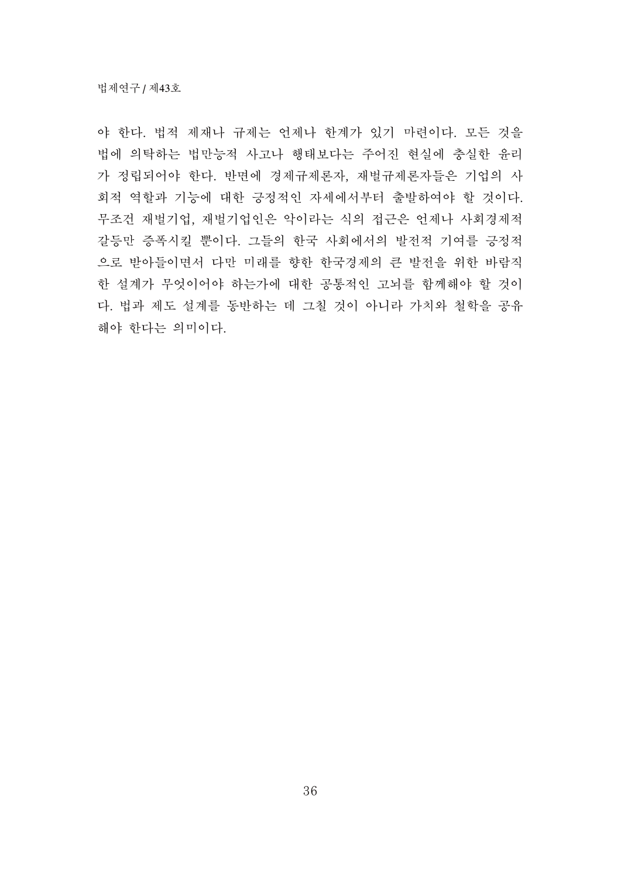야 한다. 법적 제재나 규제는 언제나 한계가 있기 마련이다. 모든 것을 법에 의탁하는 법만능적 사고나 행태보다는 주어진 현실에 충실한 윤리가 정립되어야 한다. 반면에 경제규제론자, 재벌규제론자들은 기업의 사회적 역할과 기능에 대한 긍정적인 자세에서부터 출발하여야 할 것이다. 무조건 재벌기업, 재벌기업인은 악이라는 식의 접근은 언제나 사회경제적 갈등만 증폭시킬 뿐이다. 그들의 한국 사회에서의 발전적 기여를 긍정적으로 받아들이면서 다만 미래를 향한 한국경제의 큰 발전을 위한 바람직한 설계가 무엇이어야 하는가에 대한 공통적인 고뇌를 함께해야 할 것이다. 법과 제도 설계를 동반하는 데 그칠 것이 아니라 가치와 철학을 공유해야 한다는 의미이다.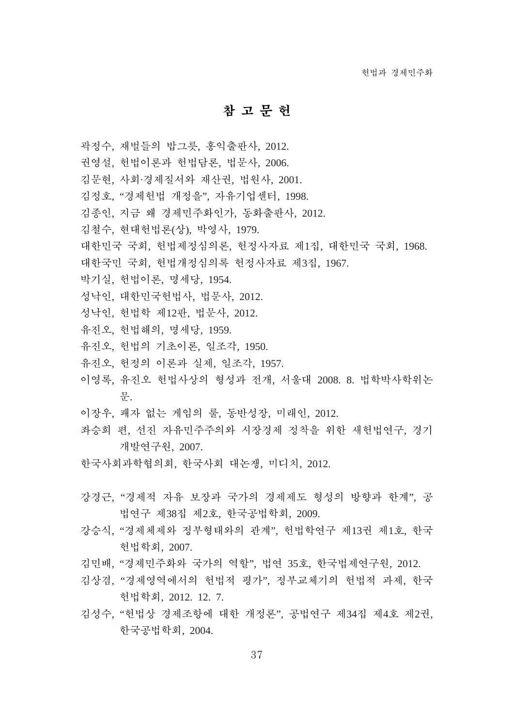# 참 고 문 헌

곽정수, 재벌들의 밥그릇, 홍익출판사, 2012.

권영설, 헌법이론과 헌법담론, 법문사, 2006.

김문현, 사회·경제질서와 재산권, 법원사, 2001.

김정호, "경제헌법 개정을", 자유기업센터, 1998.

김종인, 지금 왜 경제민주화인가, 동화출판사, 2012.

김철수, 현대헌법론(상), 박영사, 1979.

대한민국 국회, 헌법제정심의론, 헌정사자료 제1집, 대한민국 국회, 1968.

대한국민 국회, 헌법개정심의록 헌정사자료 제3집, 1967.

박기실, 헌법이론, 명세당, 1954.

성낙인, 대한민국헌법사, 법문사, 2012.

성낙인, 헌법학 제12판, 법문사, 2012.

유진오, 헌법해의, 명세당, 1959.

유진오, 헌법의 기초이론, 일조각, 1950.

유진오, 헌정의 이론과 실제, 일조각, 1957.

이영록, 유진오 헌법사상의 형성과 전개, 서울대 2008. 8. 법학박사학위논문.

이장우, 패자 없는 게임의 룰, 동반성장, 미래인, 2012.

좌승희 편, 선진 자유민주주의와 시장경제 정착을 위한 새헌법연구, 경기개발연구원, 2007.

한국사회과학협의회, 한국사회 대논쟁, 미디치, 2012.

강경근, "경제적 자유 보장과 국가의 경제제도 형성의 방향과 한계", 공법연구 제38집 제2호, 한국공법학회, 2009.

강승식, "경제체제와 정부형태와의 관계", 헌법학연구 제13권 제1호, 한국헌법학회, 2007.

김민배, "경제민주화와 국가의 역할", 법연 35호, 한국법제연구원, 2012.

김상겸, "경제영역에서의 헌법적 평가", 정부교체기의 헌법적 과제, 한국헌법학회, 2012. 12. 7.

김성수, "헌법상 경제조항에 대한 개정론", 공법연구 제34집 제4호 제2권, 한국공법학회, 2004.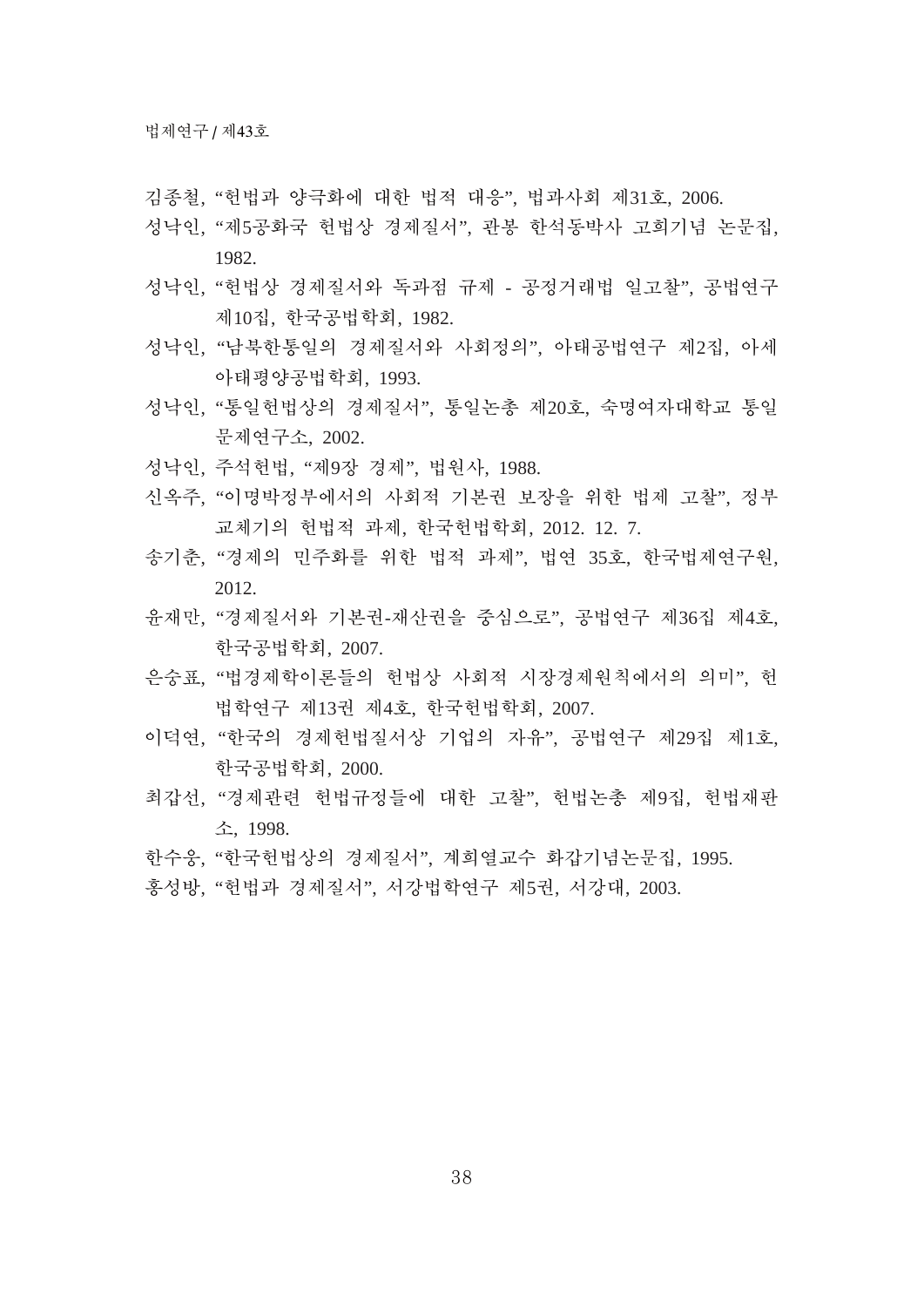김종철, “헌법과 양극화에 대한 법적 대응”, 법과사회 제31호, 2006.

성낙인, “제5공화국 헌법상 경제질서”, 관봉 한석동박사 고희기념 논문집, 1982.

성낙인, “헌법상 경제질서와 독과점 규제 - 공정거래법 일고찰”, 공법연구 제10집, 한국공법학회, 1982.

성낙인, “남북한통일의 경제질서와 사회정의”, 아태공법연구 제2집, 아세아태평양공법학회, 1993.

성낙인, “통일헌법상의 경제질서”, 통일논총 제20호, 숙명여자대학교 통일문제연구소, 2002.

성낙인, 주석헌법, “제9장 경제”, 법원사, 1988.

신옥주, “이명박정부에서의 사회적 기본권 보장을 위한 법제 고찰”, 정부교체기의 헌법적 과제, 한국헌법학회, 2012. 12. 7.

송기춘, “경제의 민주화를 위한 법적 과제”, 법연 35호, 한국법제연구원, 2012.

윤재만, “경제질서와 기본권-재산권을 중심으로”, 공법연구 제36집 제4호, 한국공법학회, 2007.

은승표, “법경제학이론들의 헌법상 사회적 시장경제원칙에서의 의미”, 헌법학연구 제13권 제4호, 한국헌법학회, 2007.

이덕연, “한국의 경제헌법질서상 기업의 자유”, 공법연구 제29집 제1호, 한국공법학회, 2000.

최갑선, “경제관련 헌법규정들에 대한 고찰”, 헌법논총 제9집, 헌법재판소, 1998.

한수웅, “한국헌법상의 경제질서”, 계희열교수 화갑기념논문집, 1995.

홍성방, “헌법과 경제질서”, 서강법학연구 제5권, 서강대, 2003.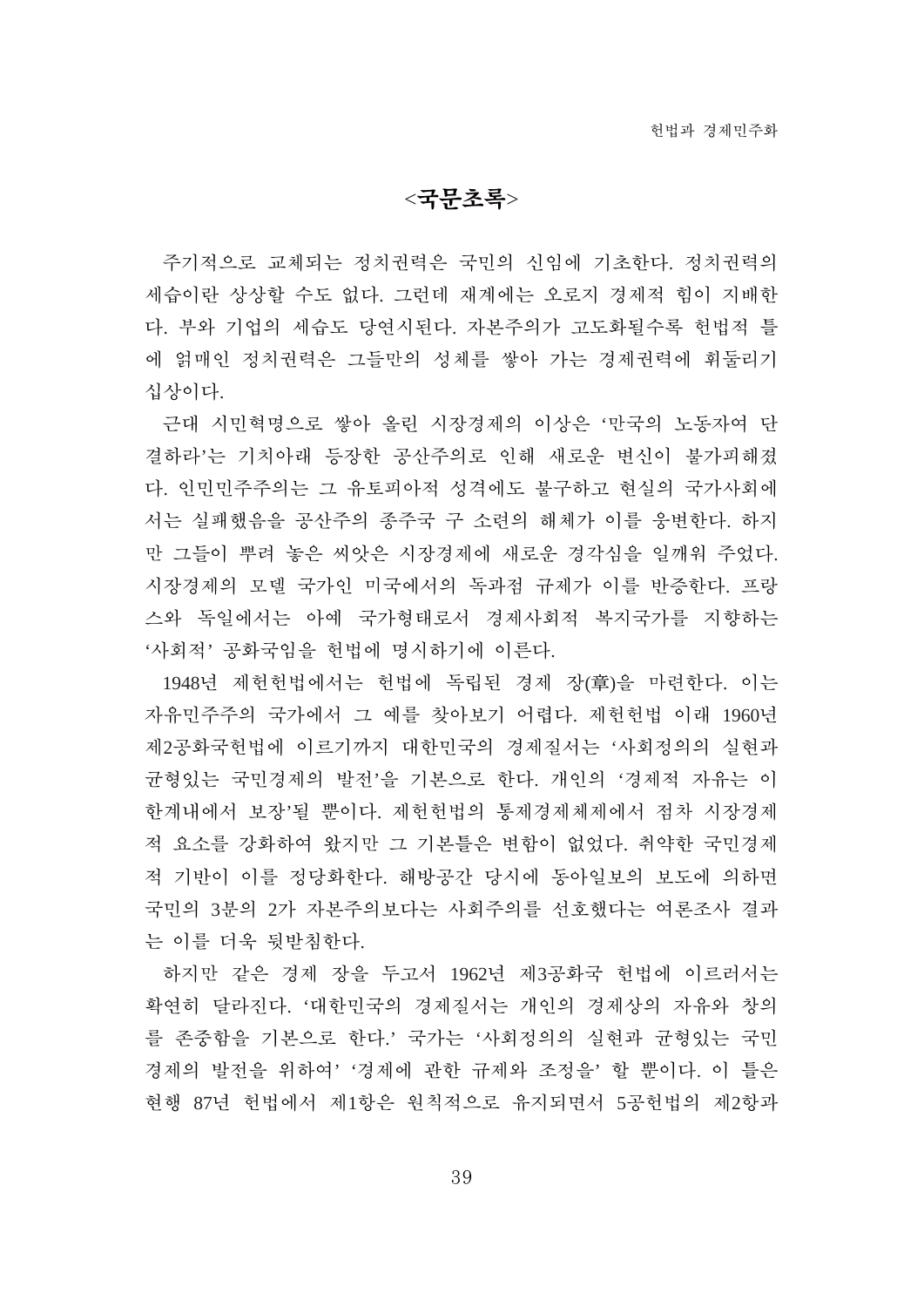## <국문초록>

주기적으로 교체되는 정치권력은 국민의 신임에 기초한다. 정치권력의 세습이란 상상할 수도 없다. 그런데 재계에는 오로지 경제적 힘이 지배한다. 부와 기업의 세습도 당연시된다. 자본주의가 고도화될수록 헌법적 틀에 얽매인 정치권력은 그들만의 성채를 쌓아 가는 경제권력에 휘둘리기 십상이다.

근대 시민혁명으로 쌓아 올린 시장경제의 이상은 '만국의 노동자여 단결하라'는 기치아래 등장한 공산주의로 인해 새로운 변신이 불가피해졌다. 인민민주주의는 그 유토피아적 성격에도 불구하고 현실의 국가사회에서는 실패했음을 공산주의 종주국 구 소련의 해체가 이를 웅변한다. 하지만 그들이 뿌려 놓은 씨앗은 시장경제에 새로운 경각심을 일깨워 주었다. 시장경제의 모델 국가인 미국에서의 독과점 규제가 이를 반증한다. 프랑스와 독일에서는 아예 국가형태로서 경제사회적 복지국가를 지향하는 '사회적' 공화국임을 헌법에 명시하기에 이른다.

1948년 제헌헌법에서는 헌법에 독립된 경제 장(章)을 마련한다. 이는 자유민주주의 국가에서 그 예를 찾아보기 어렵다. 제헌헌법 이래 1960년 제2공화국헌법에 이르기까지 대한민국의 경제질서는 '사회정의의 실현과 균형있는 국민경제의 발전'을 기본으로 한다. 개인의 '경제적 자유는 이 한계내에서 보장'될 뿐이다. 제헌헌법의 통제경제체제에서 점차 시장경제적 요소를 강화하여 왔지만 그 기본틀은 변함이 없었다. 취약한 국민경제적 기반이 이를 정당화한다. 해방공간 당시에 동아일보의 보도에 의하면 국민의 3분의 2가 자본주의보다는 사회주의를 선호했다는 여론조사 결과는 이를 더욱 뒷받침한다.

하지만 같은 경제 장을 두고서 1962년 제3공화국 헌법에 이르러서는 확연히 달라진다. '대한민국의 경제질서는 개인의 경제상의 자유와 창의를 존중함을 기본으로 한다.' 국가는 '사회정의의 실현과 균형있는 국민경제의 발전을 위하여' '경제에 관한 규제와 조정을' 할 뿐이다. 이 틀은 현행 87년 헌법에서 제1항은 원칙적으로 유지되면서 5공헌법의 제2항과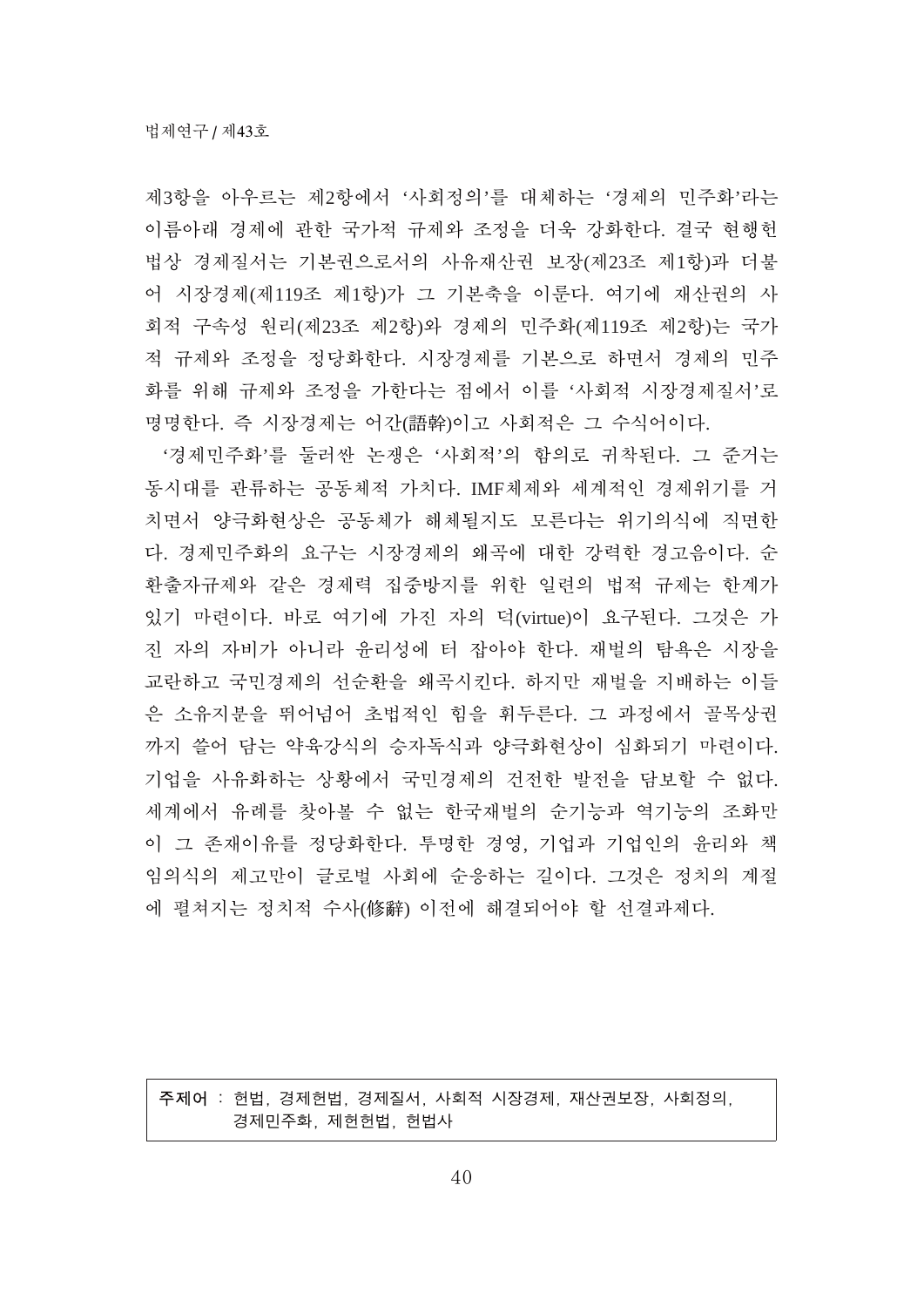제3항을 아우르는 제2항에서 '사회정의'를 대체하는 '경제의 민주화'라는 이름아래 경제에 관한 국가적 규제와 조정을 더욱 강화한다. 결국 현행헌법상 경제질서는 기본권으로서의 사유재산권 보장(제23조 제1항)과 더불어 시장경제(제119조 제1항)가 그 기본축을 이룬다. 여기에 재산권의 사회적 구속성 원리(제23조 제2항)와 경제의 민주화(제119조 제2항)는 국가적 규제와 조정을 정당화한다. 시장경제를 기본으로 하면서 경제의 민주화를 위해 규제와 조정을 가한다는 점에서 이를 '사회적 시장경제질서'로 명명한다. 즉 시장경제는 어간(語幹)이고 사회적은 그 수식어이다.

'경제민주화'를 둘러싼 논쟁은 '사회적'의 함의로 귀착된다. 그 준거는 동시대를 관류하는 공동체적 가치다. IMF체제와 세계적인 경제위기를 거치면서 양극화현상은 공동체가 해체될지도 모른다는 위기의식에 직면한다. 경제민주화의 요구는 시장경제의 왜곡에 대한 강력한 경고음이다. 순환출자규제와 같은 경제력 집중방지를 위한 일련의 법적 규제는 한계가 있기 마련이다. 바로 여기에 가진 자의 덕(virtue)이 요구된다. 그것은 가진 자의 자비가 아니라 윤리성에 터 잡아야 한다. 재벌의 탐욕은 시장을 교란하고 국민경제의 선순환을 왜곡시킨다. 하지만 재벌을 지배하는 이들은 소유지분을 뛰어넘어 초법적인 힘을 휘두른다. 그 과정에서 골목상권까지 쓸어 담는 약육강식의 승자독식과 양극화현상이 심화되기 마련이다. 기업을 사유화하는 상황에서 국민경제의 건전한 발전을 담보할 수 없다. 세계에서 유례를 찾아볼 수 없는 한국재벌의 순기능과 역기능의 조화만이 그 존재이유를 정당화한다. 투명한 경영, 기업과 기업인의 윤리와 책임의식의 제고만이 글로벌 사회에 순응하는 길이다. 그것은 정치의 계절에 펼쳐지는 정치적 수사(修辭) 이전에 해결되어야 할 선결과제다.

**주제어** : 헌법, 경제헌법, 경제질서, 사회적 시장경제, 재산권보장, 사회정의, 경제민주화, 제헌헌법, 헌법사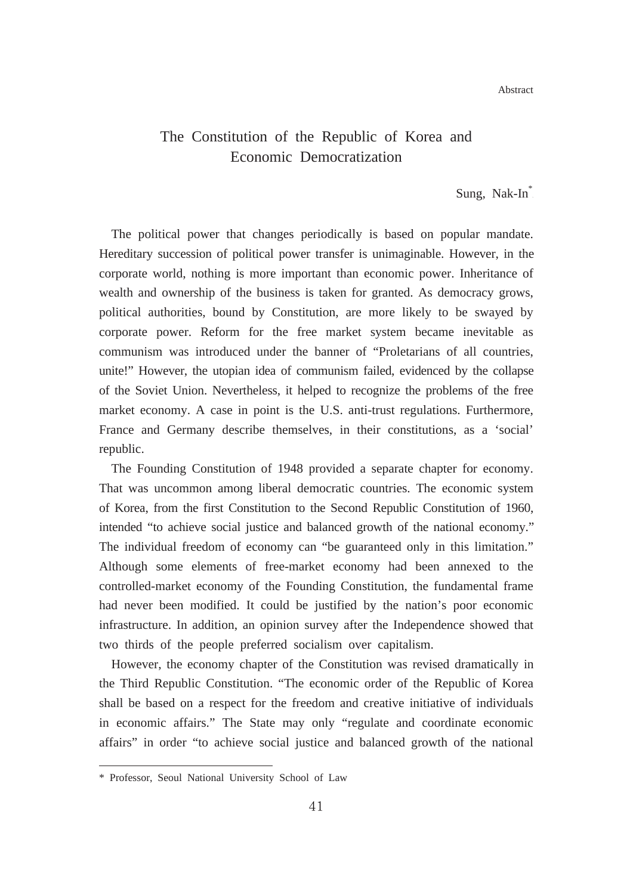Abstract

# The Constitution of the Republic of Korea and Economic Democratization

Sung, Nak-In[*]

The political power that changes periodically is based on popular mandate. Hereditary succession of political power transfer is unimaginable. However, in the corporate world, nothing is more important than economic power. Inheritance of wealth and ownership of the business is taken for granted. As democracy grows, political authorities, bound by Constitution, are more likely to be swayed by corporate power. Reform for the free market system became inevitable as communism was introduced under the banner of "Proletarians of all countries, unite!" However, the utopian idea of communism failed, evidenced by the collapse of the Soviet Union. Nevertheless, it helped to recognize the problems of the free market economy. A case in point is the U.S. anti-trust regulations. Furthermore, France and Germany describe themselves, in their constitutions, as a 'social' republic.

The Founding Constitution of 1948 provided a separate chapter for economy. That was uncommon among liberal democratic countries. The economic system of Korea, from the first Constitution to the Second Republic Constitution of 1960, intended "to achieve social justice and balanced growth of the national economy." The individual freedom of economy can "be guaranteed only in this limitation." Although some elements of free-market economy had been annexed to the controlled-market economy of the Founding Constitution, the fundamental frame had never been modified. It could be justified by the nation's poor economic infrastructure. In addition, an opinion survey after the Independence showed that two thirds of the people preferred socialism over capitalism.

However, the economy chapter of the Constitution was revised dramatically in the Third Republic Constitution. "The economic order of the Republic of Korea shall be based on a respect for the freedom and creative initiative of individuals in economic affairs." The State may only "regulate and coordinate economic affairs" in order "to achieve social justice and balanced growth of the national

---

[*] Professor, Seoul National University School of Law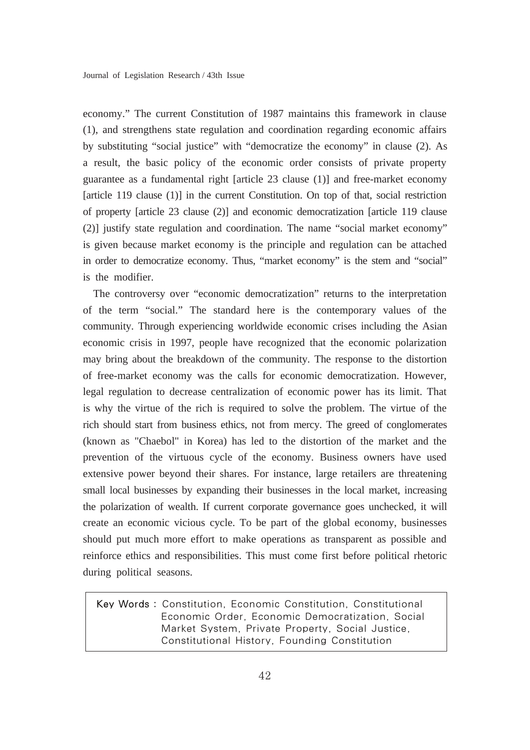economy." The current Constitution of 1987 maintains this framework in clause (1), and strengthens state regulation and coordination regarding economic affairs by substituting "social justice" with "democratize the economy" in clause (2). As a result, the basic policy of the economic order consists of private property guarantee as a fundamental right [article 23 clause (1)] and free-market economy [article 119 clause (1)] in the current Constitution. On top of that, social restriction of property [article 23 clause (2)] and economic democratization [article 119 clause (2)] justify state regulation and coordination. The name "social market economy" is given because market economy is the principle and regulation can be attached in order to democratize economy. Thus, "market economy" is the stem and "social" is the modifier.

The controversy over "economic democratization" returns to the interpretation of the term "social." The standard here is the contemporary values of the community. Through experiencing worldwide economic crises including the Asian economic crisis in 1997, people have recognized that the economic polarization may bring about the breakdown of the community. The response to the distortion of free-market economy was the calls for economic democratization. However, legal regulation to decrease centralization of economic power has its limit. That is why the virtue of the rich is required to solve the problem. The virtue of the rich should start from business ethics, not from mercy. The greed of conglomerates (known as "Chaebol" in Korea) has led to the distortion of the market and the prevention of the virtuous cycle of the economy. Business owners have used extensive power beyond their shares. For instance, large retailers are threatening small local businesses by expanding their businesses in the local market, increasing the polarization of wealth. If current corporate governance goes unchecked, it will create an economic vicious cycle. To be part of the global economy, businesses should put much more effort to make operations as transparent as possible and reinforce ethics and responsibilities. This must come first before political rhetoric during political seasons.

Key Words : Constitution, Economic Constitution, Constitutional Economic Order, Economic Democratization, Social Market System, Private Property, Social Justice, Constitutional History, Founding Constitution